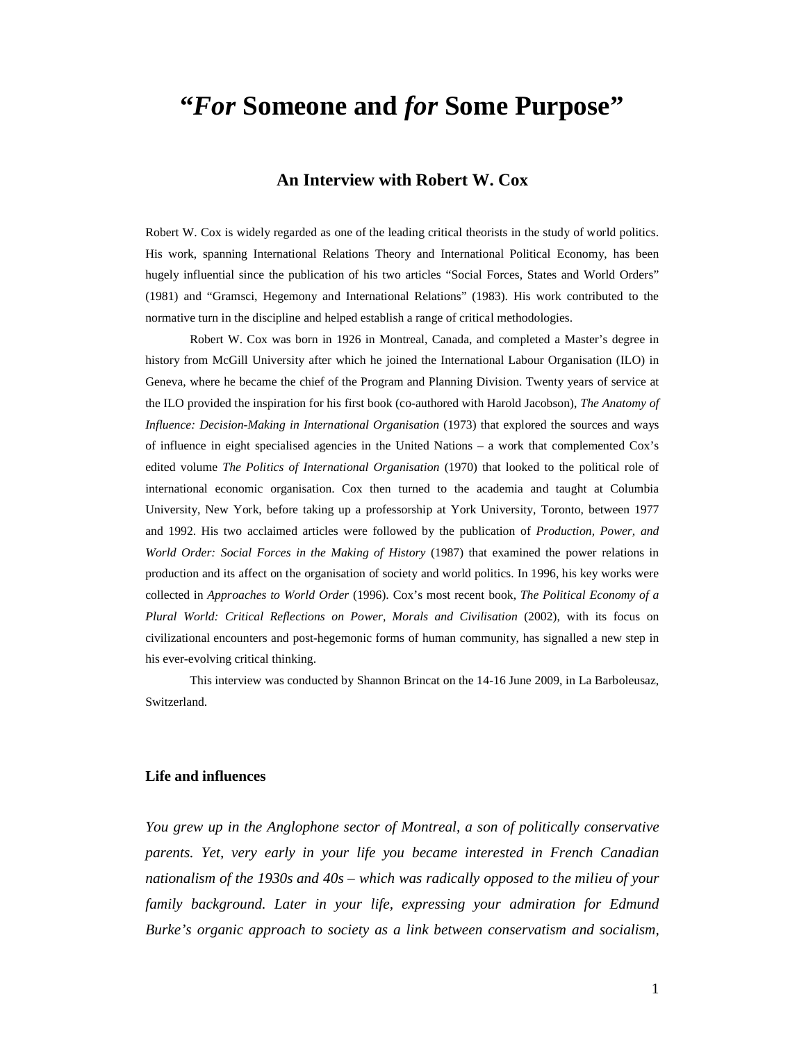# "*For* Someone and *for* Some Purpose"

## An Interview with Robert W. Cox

Robert W. Cox is widely regarded as one of the leading critical theorists in the study of world politics. His work, spanning International Relations Theory and International Political Economy, has been hugely influential since the publication of his two articles "Social Forces, States and World Orders" (1981) and "Gramsci, Hegemony and International Relations" (1983). His work contributed to the normative turn in the discipline and helped establish a range of critical methodologies.

Robert W. Cox was born in 1926 in Montreal, Canada, and completed a Master's degree in history from McGill University after which he joined the International Labour Organisation (ILO) in Geneva, where he became the chief of the Program and Planning Division. Twenty years of service at the ILO provided the inspiration for his first book (co-authored with Harold Jacobson), *The Anatomy of Influence: Decision-Making in International Organisation* (1973) that explored the sources and ways of influence in eight specialised agencies in the United Nations – a work that complemented Cox's edited volume *The Politics of International Organisation* (1970) that looked to the political role of international economic organisation. Cox then turned to the academia and taught at Columbia University, New York, before taking up a professorship at York University, Toronto, between 1977 and 1992. His two acclaimed articles were followed by the publication of *Production, Power, and World Order: Social Forces in the Making of History* (1987) that examined the power relations in production and its affect on the organisation of society and world politics. In 1996, his key works were collected in *Approaches to World Order* (1996). Cox's most recent book, *The Political Economy of a Plural World: Critical Reflections on Power, Morals and Civilisation* (2002), with its focus on civilizational encounters and post-hegemonic forms of human community, has signalled a new step in his ever-evolving critical thinking.

This interview was conducted by Shannon Brincat on the 14-16 June 2009, in La Barboleusaz, Switzerland.

### Life and influences

*You grew up in the Anglophone sector of Montreal, a son of politically conservative parents. Yet, very early in your life you became interested in French Canadian nationalism of the 1930s and 40s – which was radically opposed to the milieu of your family background. Later in your life, expressing your admiration for Edmund Burke's organic approach to society as a link between conservatism and socialism,*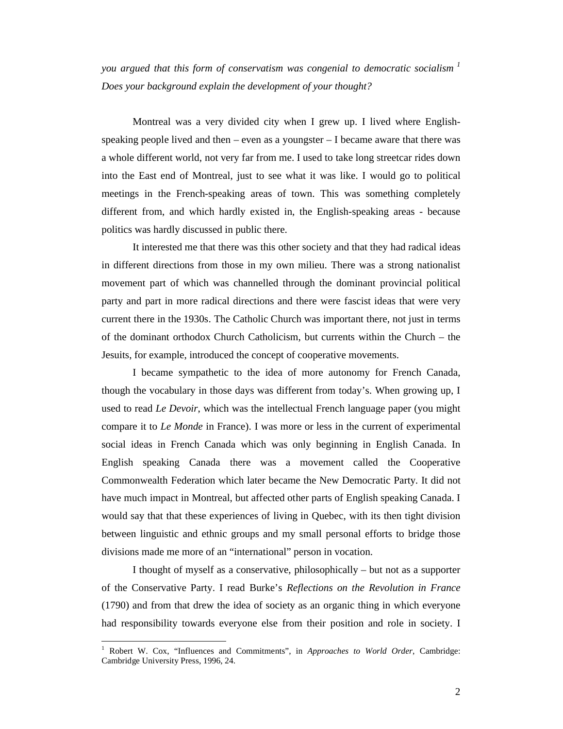*you argued that this form of conservatism was congenial to democratic socialism* [1] *Does your background explain the development of your thought?*

Montreal was a very divided city when I grew up. I lived where English-speaking people lived and then – even as a youngster – I became aware that there was a whole different world, not very far from me. I used to take long streetcar rides down into the East end of Montreal, just to see what it was like. I would go to political meetings in the French-speaking areas of town. This was something completely different from, and which hardly existed in, the English-speaking areas - because politics was hardly discussed in public there.

It interested me that there was this other society and that they had radical ideas in different directions from those in my own milieu. There was a strong nationalist movement part of which was channelled through the dominant provincial political party and part in more radical directions and there were fascist ideas that were very current there in the 1930s. The Catholic Church was important there, not just in terms of the dominant orthodox Church Catholicism, but currents within the Church – the Jesuits, for example, introduced the concept of cooperative movements.

I became sympathetic to the idea of more autonomy for French Canada, though the vocabulary in those days was different from today's. When growing up, I used to read *Le Devoir*, which was the intellectual French language paper (you might compare it to *Le Monde* in France). I was more or less in the current of experimental social ideas in French Canada which was only beginning in English Canada. In English speaking Canada there was a movement called the Cooperative Commonwealth Federation which later became the New Democratic Party. It did not have much impact in Montreal, but affected other parts of English speaking Canada. I would say that that these experiences of living in Quebec, with its then tight division between linguistic and ethnic groups and my small personal efforts to bridge those divisions made me more of an "international" person in vocation.

I thought of myself as a conservative, philosophically – but not as a supporter of the Conservative Party. I read Burke's *Reflections on the Revolution in France* (1790) and from that drew the idea of society as an organic thing in which everyone had responsibility towards everyone else from their position and role in society. I

---

[1] Robert W. Cox, "Influences and Commitments", in *Approaches to World Order*, Cambridge: Cambridge University Press, 1996, 24.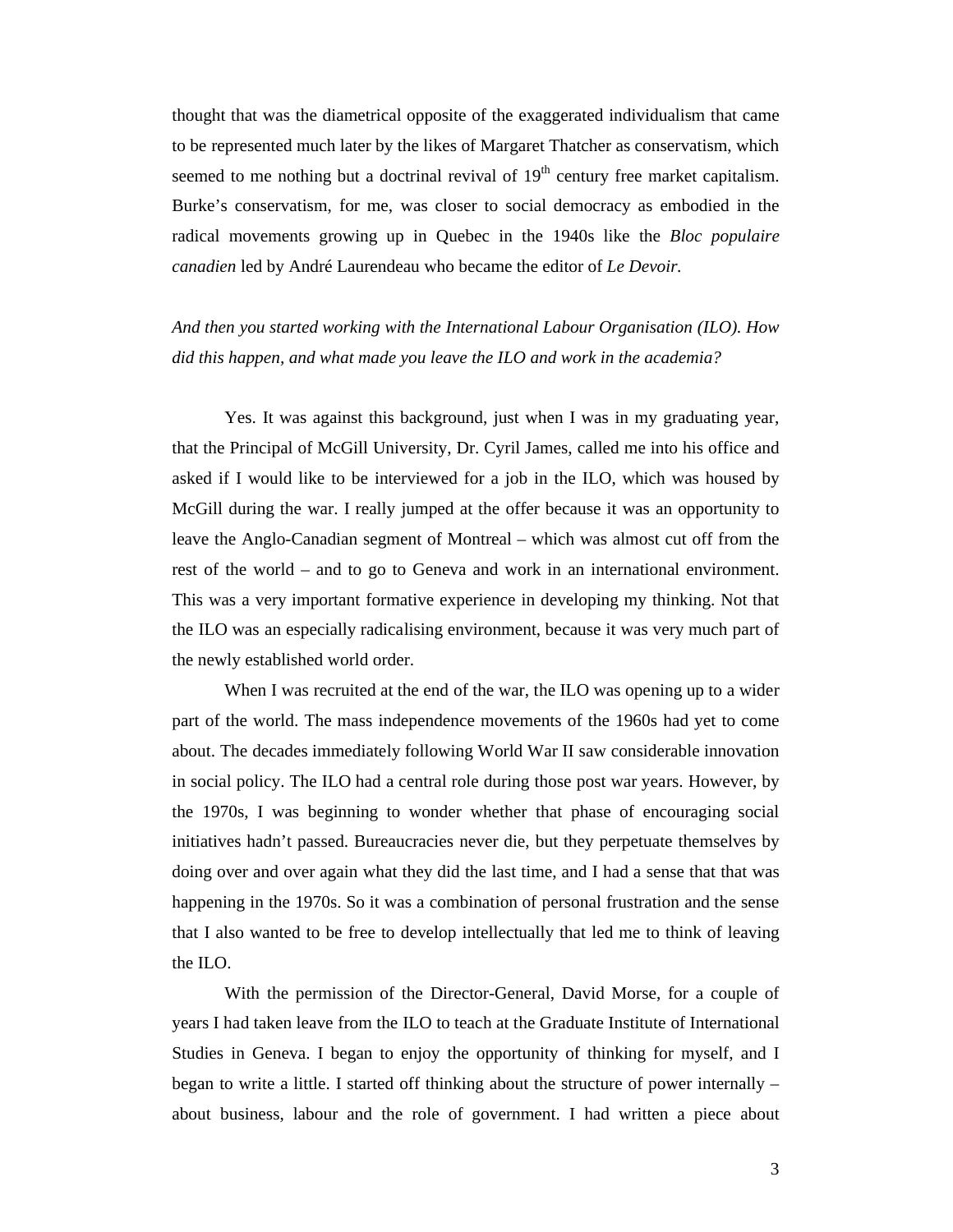thought that was the diametrical opposite of the exaggerated individualism that came to be represented much later by the likes of Margaret Thatcher as conservatism, which seemed to me nothing but a doctrinal revival of 19th century free market capitalism. Burke's conservatism, for me, was closer to social democracy as embodied in the radical movements growing up in Quebec in the 1940s like the *Bloc populaire canadien* led by André Laurendeau who became the editor of *Le Devoir*.

*And then you started working with the International Labour Organisation (ILO). How did this happen, and what made you leave the ILO and work in the academia?*

Yes. It was against this background, just when I was in my graduating year, that the Principal of McGill University, Dr. Cyril James, called me into his office and asked if I would like to be interviewed for a job in the ILO, which was housed by McGill during the war. I really jumped at the offer because it was an opportunity to leave the Anglo-Canadian segment of Montreal – which was almost cut off from the rest of the world – and to go to Geneva and work in an international environment. This was a very important formative experience in developing my thinking. Not that the ILO was an especially radicalising environment, because it was very much part of the newly established world order.

When I was recruited at the end of the war, the ILO was opening up to a wider part of the world. The mass independence movements of the 1960s had yet to come about. The decades immediately following World War II saw considerable innovation in social policy. The ILO had a central role during those post war years. However, by the 1970s, I was beginning to wonder whether that phase of encouraging social initiatives hadn't passed. Bureaucracies never die, but they perpetuate themselves by doing over and over again what they did the last time, and I had a sense that that was happening in the 1970s. So it was a combination of personal frustration and the sense that I also wanted to be free to develop intellectually that led me to think of leaving the ILO.

With the permission of the Director-General, David Morse, for a couple of years I had taken leave from the ILO to teach at the Graduate Institute of International Studies in Geneva. I began to enjoy the opportunity of thinking for myself, and I began to write a little. I started off thinking about the structure of power internally – about business, labour and the role of government. I had written a piece about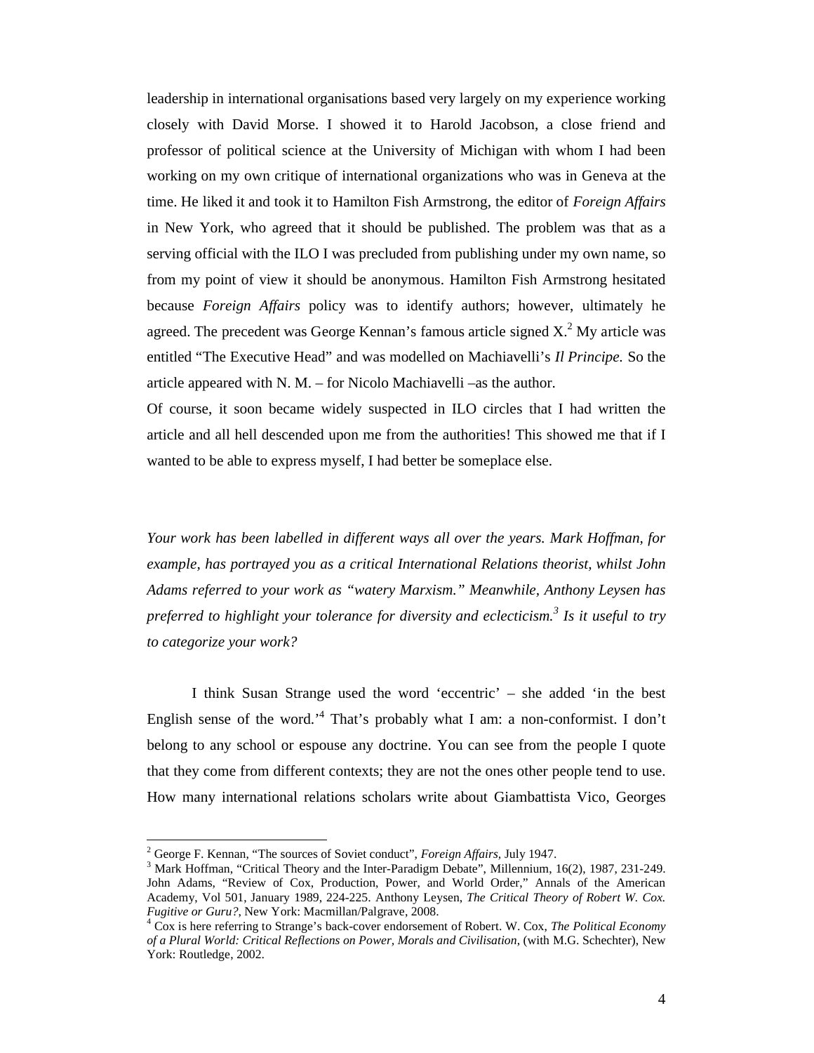leadership in international organisations based very largely on my experience working closely with David Morse. I showed it to Harold Jacobson, a close friend and professor of political science at the University of Michigan with whom I had been working on my own critique of international organizations who was in Geneva at the time. He liked it and took it to Hamilton Fish Armstrong, the editor of *Foreign Affairs* in New York, who agreed that it should be published. The problem was that as a serving official with the ILO I was precluded from publishing under my own name, so from my point of view it should be anonymous. Hamilton Fish Armstrong hesitated because *Foreign Affairs* policy was to identify authors; however, ultimately he agreed. The precedent was George Kennan's famous article signed X.[2] My article was entitled "The Executive Head" and was modelled on Machiavelli's *Il Principe.* So the article appeared with N. M. – for Nicolo Machiavelli –as the author.

Of course, it soon became widely suspected in ILO circles that I had written the article and all hell descended upon me from the authorities! This showed me that if I wanted to be able to express myself, I had better be someplace else.

*Your work has been labelled in different ways all over the years. Mark Hoffman, for example, has portrayed you as a critical International Relations theorist, whilst John Adams referred to your work as "watery Marxism." Meanwhile, Anthony Leysen has preferred to highlight your tolerance for diversity and eclecticism.[3] Is it useful to try to categorize your work?*

I think Susan Strange used the word 'eccentric' – she added 'in the best English sense of the word.'[4] That's probably what I am: a non-conformist. I don't belong to any school or espouse any doctrine. You can see from the people I quote that they come from different contexts; they are not the ones other people tend to use. How many international relations scholars write about Giambattista Vico, Georges

---

[2] George F. Kennan, "The sources of Soviet conduct", *Foreign Affairs*, July 1947.

[3] Mark Hoffman, "Critical Theory and the Inter-Paradigm Debate", Millennium, 16(2), 1987, 231-249. John Adams, "Review of Cox, Production, Power, and World Order," Annals of the American Academy, Vol 501, January 1989, 224-225. Anthony Leysen, *The Critical Theory of Robert W. Cox. Fugitive or Guru?*, New York: Macmillan/Palgrave, 2008.

[4] Cox is here referring to Strange's back-cover endorsement of Robert. W. Cox, *The Political Economy of a Plural World: Critical Reflections on Power, Morals and Civilisation*, (with M.G. Schechter), New York: Routledge, 2002.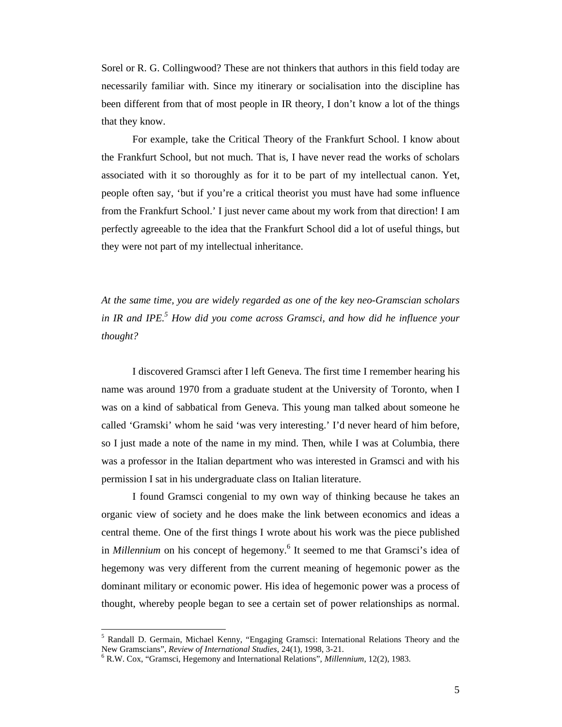Sorel or R. G. Collingwood? These are not thinkers that authors in this field today are necessarily familiar with. Since my itinerary or socialisation into the discipline has been different from that of most people in IR theory, I don't know a lot of the things that they know.

For example, take the Critical Theory of the Frankfurt School. I know about the Frankfurt School, but not much. That is, I have never read the works of scholars associated with it so thoroughly as for it to be part of my intellectual canon. Yet, people often say, 'but if you're a critical theorist you must have had some influence from the Frankfurt School.' I just never came about my work from that direction! I am perfectly agreeable to the idea that the Frankfurt School did a lot of useful things, but they were not part of my intellectual inheritance.

*At the same time, you are widely regarded as one of the key neo-Gramscian scholars in IR and IPE.*[5] *How did you come across Gramsci, and how did he influence your thought?*

I discovered Gramsci after I left Geneva. The first time I remember hearing his name was around 1970 from a graduate student at the University of Toronto, when I was on a kind of sabbatical from Geneva. This young man talked about someone he called 'Gramski' whom he said 'was very interesting.' I'd never heard of him before, so I just made a note of the name in my mind. Then, while I was at Columbia, there was a professor in the Italian department who was interested in Gramsci and with his permission I sat in his undergraduate class on Italian literature.

I found Gramsci congenial to my own way of thinking because he takes an organic view of society and he does make the link between economics and ideas a central theme. One of the first things I wrote about his work was the piece published in *Millennium* on his concept of hegemony.[6] It seemed to me that Gramsci's idea of hegemony was very different from the current meaning of hegemonic power as the dominant military or economic power. His idea of hegemonic power was a process of thought, whereby people began to see a certain set of power relationships as normal.

---

[5] Randall D. Germain, Michael Kenny, "Engaging Gramsci: International Relations Theory and the New Gramscians", *Review of International Studies*, 24(1), 1998, 3-21.

[6] R.W. Cox, "Gramsci, Hegemony and International Relations", *Millennium*, 12(2), 1983.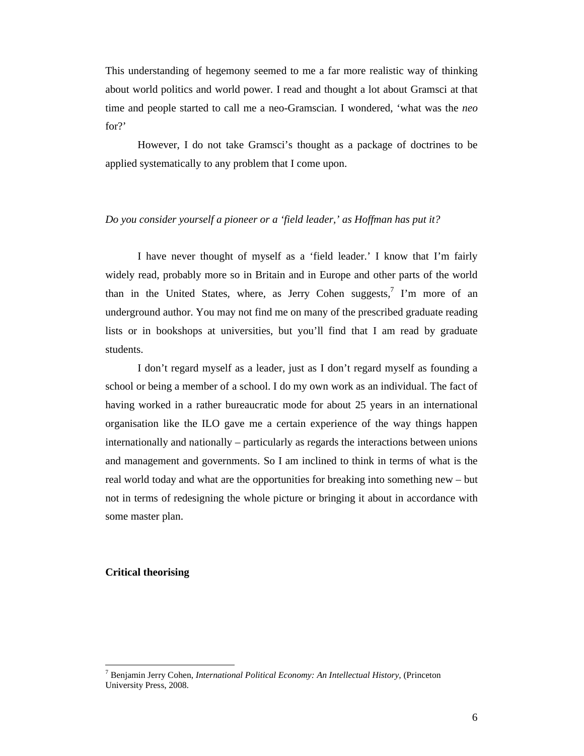This understanding of hegemony seemed to me a far more realistic way of thinking about world politics and world power. I read and thought a lot about Gramsci at that time and people started to call me a neo-Gramscian. I wondered, 'what was the *neo* for?'

However, I do not take Gramsci's thought as a package of doctrines to be applied systematically to any problem that I come upon.

*Do you consider yourself a pioneer or a 'field leader,' as Hoffman has put it?*

I have never thought of myself as a 'field leader.' I know that I'm fairly widely read, probably more so in Britain and in Europe and other parts of the world than in the United States, where, as Jerry Cohen suggests,[7] I'm more of an underground author. You may not find me on many of the prescribed graduate reading lists or in bookshops at universities, but you'll find that I am read by graduate students.

I don't regard myself as a leader, just as I don't regard myself as founding a school or being a member of a school. I do my own work as an individual. The fact of having worked in a rather bureaucratic mode for about 25 years in an international organisation like the ILO gave me a certain experience of the way things happen internationally and nationally – particularly as regards the interactions between unions and management and governments. So I am inclined to think in terms of what is the real world today and what are the opportunities for breaking into something new – but not in terms of redesigning the whole picture or bringing it about in accordance with some master plan.

**Critical theorising**

[7] Benjamin Jerry Cohen, *International Political Economy: An Intellectual History*, (Princeton University Press, 2008.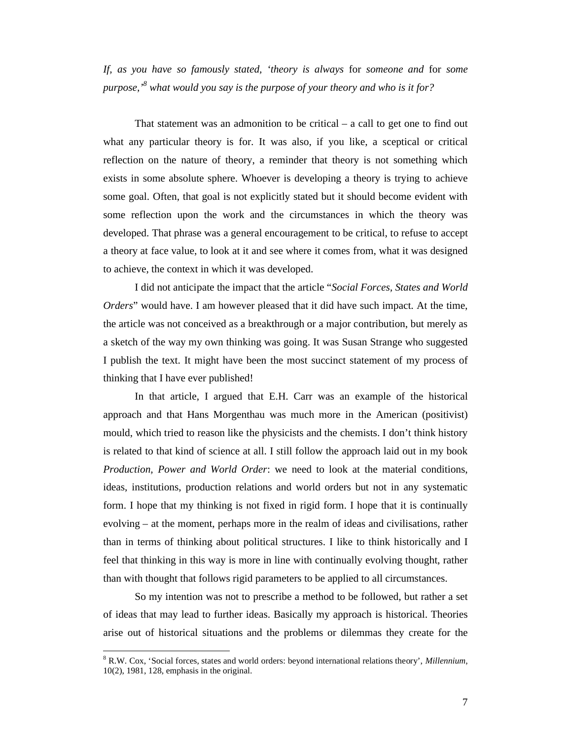*If, as you have so famously stated, 'theory is always* for *someone and* for *some purpose,'*[8] *what would you say is the purpose of your theory and who is it for?*

That statement was an admonition to be critical – a call to get one to find out what any particular theory is for. It was also, if you like, a sceptical or critical reflection on the nature of theory, a reminder that theory is not something which exists in some absolute sphere. Whoever is developing a theory is trying to achieve some goal. Often, that goal is not explicitly stated but it should become evident with some reflection upon the work and the circumstances in which the theory was developed. That phrase was a general encouragement to be critical, to refuse to accept a theory at face value, to look at it and see where it comes from, what it was designed to achieve, the context in which it was developed.

I did not anticipate the impact that the article "*Social Forces, States and World Orders*" would have. I am however pleased that it did have such impact. At the time, the article was not conceived as a breakthrough or a major contribution, but merely as a sketch of the way my own thinking was going. It was Susan Strange who suggested I publish the text. It might have been the most succinct statement of my process of thinking that I have ever published!

In that article, I argued that E.H. Carr was an example of the historical approach and that Hans Morgenthau was much more in the American (positivist) mould, which tried to reason like the physicists and the chemists. I don't think history is related to that kind of science at all. I still follow the approach laid out in my book *Production, Power and World Order*: we need to look at the material conditions, ideas, institutions, production relations and world orders but not in any systematic form. I hope that my thinking is not fixed in rigid form. I hope that it is continually evolving – at the moment, perhaps more in the realm of ideas and civilisations, rather than in terms of thinking about political structures. I like to think historically and I feel that thinking in this way is more in line with continually evolving thought, rather than with thought that follows rigid parameters to be applied to all circumstances.

So my intention was not to prescribe a method to be followed, but rather a set of ideas that may lead to further ideas. Basically my approach is historical. Theories arise out of historical situations and the problems or dilemmas they create for the

---

[8] R.W. Cox, 'Social forces, states and world orders: beyond international relations theory', *Millennium*, 10(2), 1981, 128, emphasis in the original.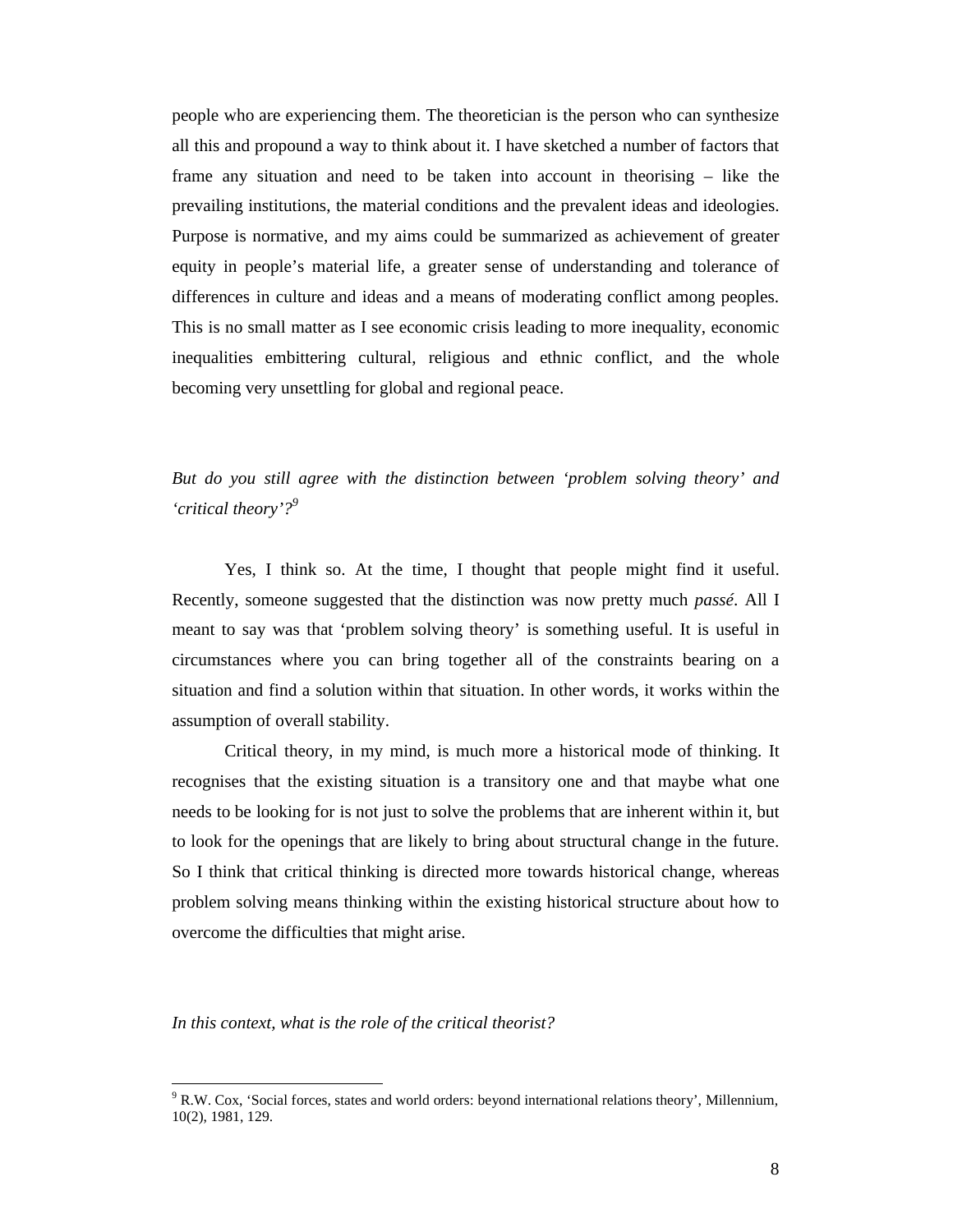people who are experiencing them. The theoretician is the person who can synthesize all this and propound a way to think about it. I have sketched a number of factors that frame any situation and need to be taken into account in theorising – like the prevailing institutions, the material conditions and the prevalent ideas and ideologies. Purpose is normative, and my aims could be summarized as achievement of greater equity in people's material life, a greater sense of understanding and tolerance of differences in culture and ideas and a means of moderating conflict among peoples. This is no small matter as I see economic crisis leading to more inequality, economic inequalities embittering cultural, religious and ethnic conflict, and the whole becoming very unsettling for global and regional peace.

*But do you still agree with the distinction between 'problem solving theory' and 'critical theory'?*[9]

Yes, I think so. At the time, I thought that people might find it useful. Recently, someone suggested that the distinction was now pretty much *passé*. All I meant to say was that 'problem solving theory' is something useful. It is useful in circumstances where you can bring together all of the constraints bearing on a situation and find a solution within that situation. In other words, it works within the assumption of overall stability.

Critical theory, in my mind, is much more a historical mode of thinking. It recognises that the existing situation is a transitory one and that maybe what one needs to be looking for is not just to solve the problems that are inherent within it, but to look for the openings that are likely to bring about structural change in the future. So I think that critical thinking is directed more towards historical change, whereas problem solving means thinking within the existing historical structure about how to overcome the difficulties that might arise.

*In this context, what is the role of the critical theorist?*

---

[9] R.W. Cox, 'Social forces, states and world orders: beyond international relations theory', Millennium, 10(2), 1981, 129.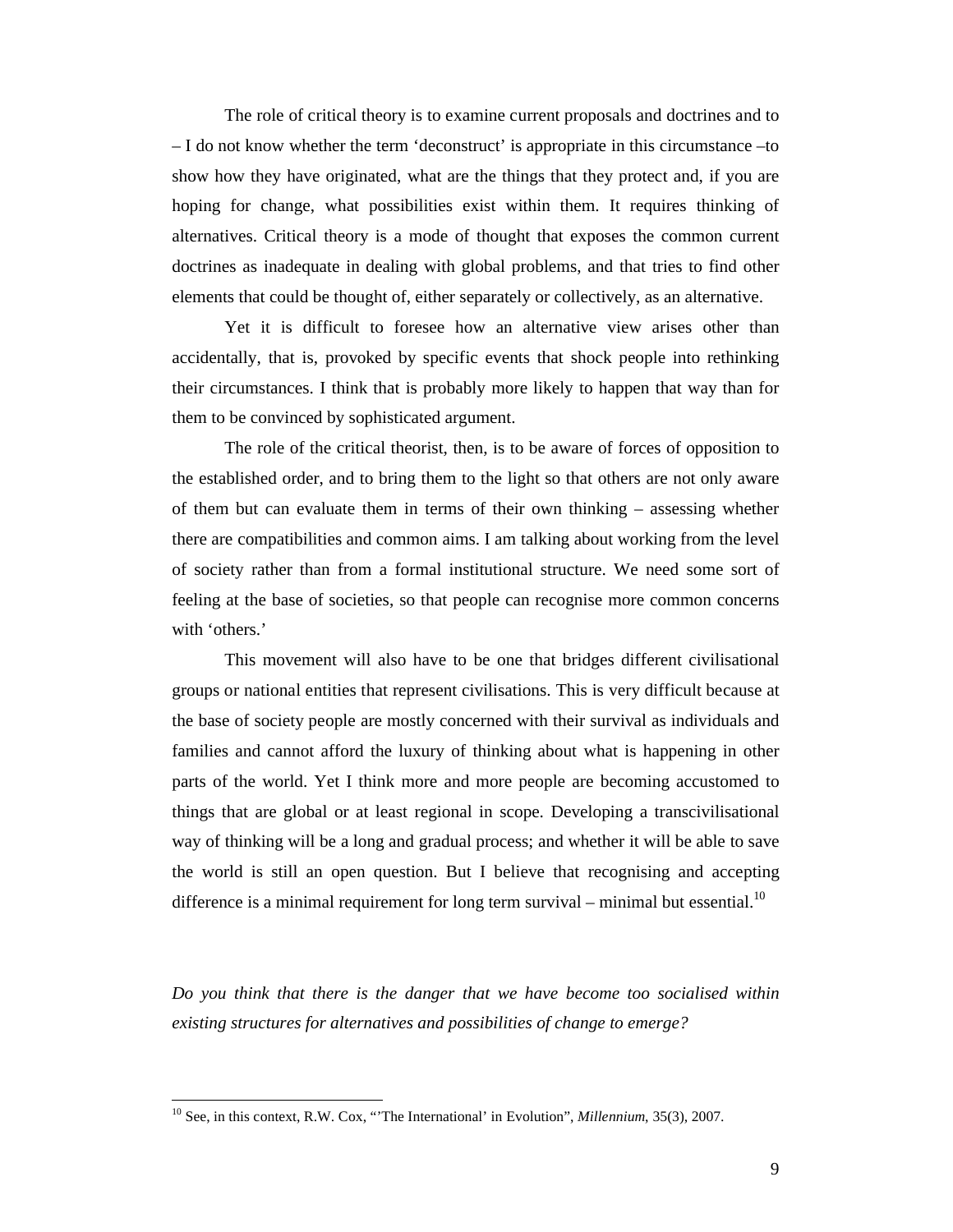The role of critical theory is to examine current proposals and doctrines and to – I do not know whether the term 'deconstruct' is appropriate in this circumstance –to show how they have originated, what are the things that they protect and, if you are hoping for change, what possibilities exist within them. It requires thinking of alternatives. Critical theory is a mode of thought that exposes the common current doctrines as inadequate in dealing with global problems, and that tries to find other elements that could be thought of, either separately or collectively, as an alternative.

Yet it is difficult to foresee how an alternative view arises other than accidentally, that is, provoked by specific events that shock people into rethinking their circumstances. I think that is probably more likely to happen that way than for them to be convinced by sophisticated argument.

The role of the critical theorist, then, is to be aware of forces of opposition to the established order, and to bring them to the light so that others are not only aware of them but can evaluate them in terms of their own thinking – assessing whether there are compatibilities and common aims. I am talking about working from the level of society rather than from a formal institutional structure. We need some sort of feeling at the base of societies, so that people can recognise more common concerns with 'others.'

This movement will also have to be one that bridges different civilisational groups or national entities that represent civilisations. This is very difficult because at the base of society people are mostly concerned with their survival as individuals and families and cannot afford the luxury of thinking about what is happening in other parts of the world. Yet I think more and more people are becoming accustomed to things that are global or at least regional in scope. Developing a transcivilisational way of thinking will be a long and gradual process; and whether it will be able to save the world is still an open question. But I believe that recognising and accepting difference is a minimal requirement for long term survival – minimal but essential.[10]

*Do you think that there is the danger that we have become too socialised within existing structures for alternatives and possibilities of change to emerge?*

---

[10] See, in this context, R.W. Cox, "'The International' in Evolution", *Millennium*, 35(3), 2007.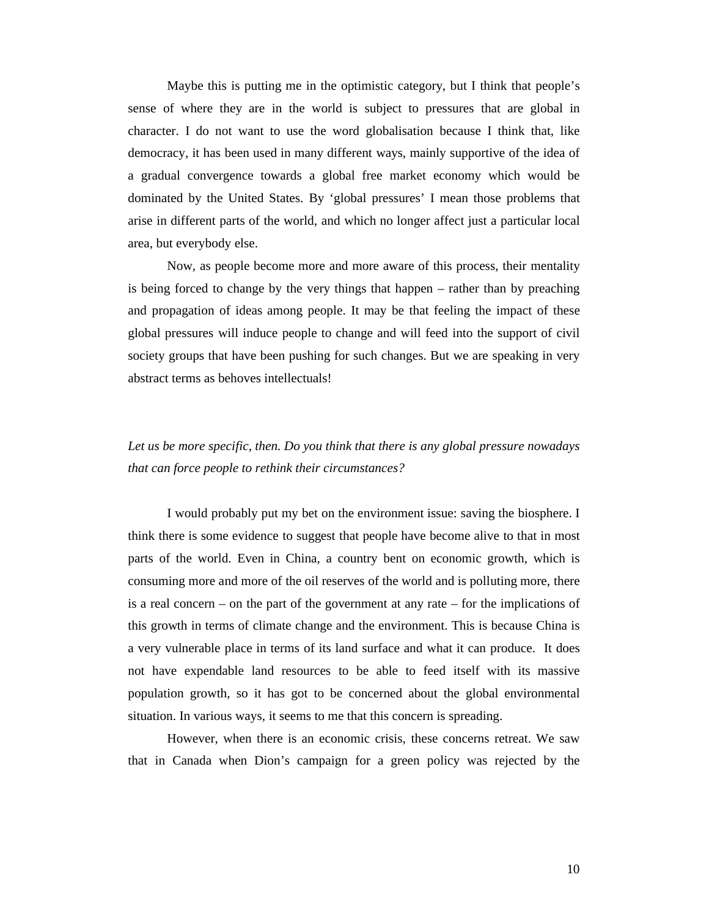Maybe this is putting me in the optimistic category, but I think that people's sense of where they are in the world is subject to pressures that are global in character. I do not want to use the word globalisation because I think that, like democracy, it has been used in many different ways, mainly supportive of the idea of a gradual convergence towards a global free market economy which would be dominated by the United States. By 'global pressures' I mean those problems that arise in different parts of the world, and which no longer affect just a particular local area, but everybody else.

Now, as people become more and more aware of this process, their mentality is being forced to change by the very things that happen – rather than by preaching and propagation of ideas among people. It may be that feeling the impact of these global pressures will induce people to change and will feed into the support of civil society groups that have been pushing for such changes. But we are speaking in very abstract terms as behoves intellectuals!

*Let us be more specific, then. Do you think that there is any global pressure nowadays that can force people to rethink their circumstances?*

I would probably put my bet on the environment issue: saving the biosphere. I think there is some evidence to suggest that people have become alive to that in most parts of the world. Even in China, a country bent on economic growth, which is consuming more and more of the oil reserves of the world and is polluting more, there is a real concern – on the part of the government at any rate – for the implications of this growth in terms of climate change and the environment. This is because China is a very vulnerable place in terms of its land surface and what it can produce. It does not have expendable land resources to be able to feed itself with its massive population growth, so it has got to be concerned about the global environmental situation. In various ways, it seems to me that this concern is spreading.

However, when there is an economic crisis, these concerns retreat. We saw that in Canada when Dion's campaign for a green policy was rejected by the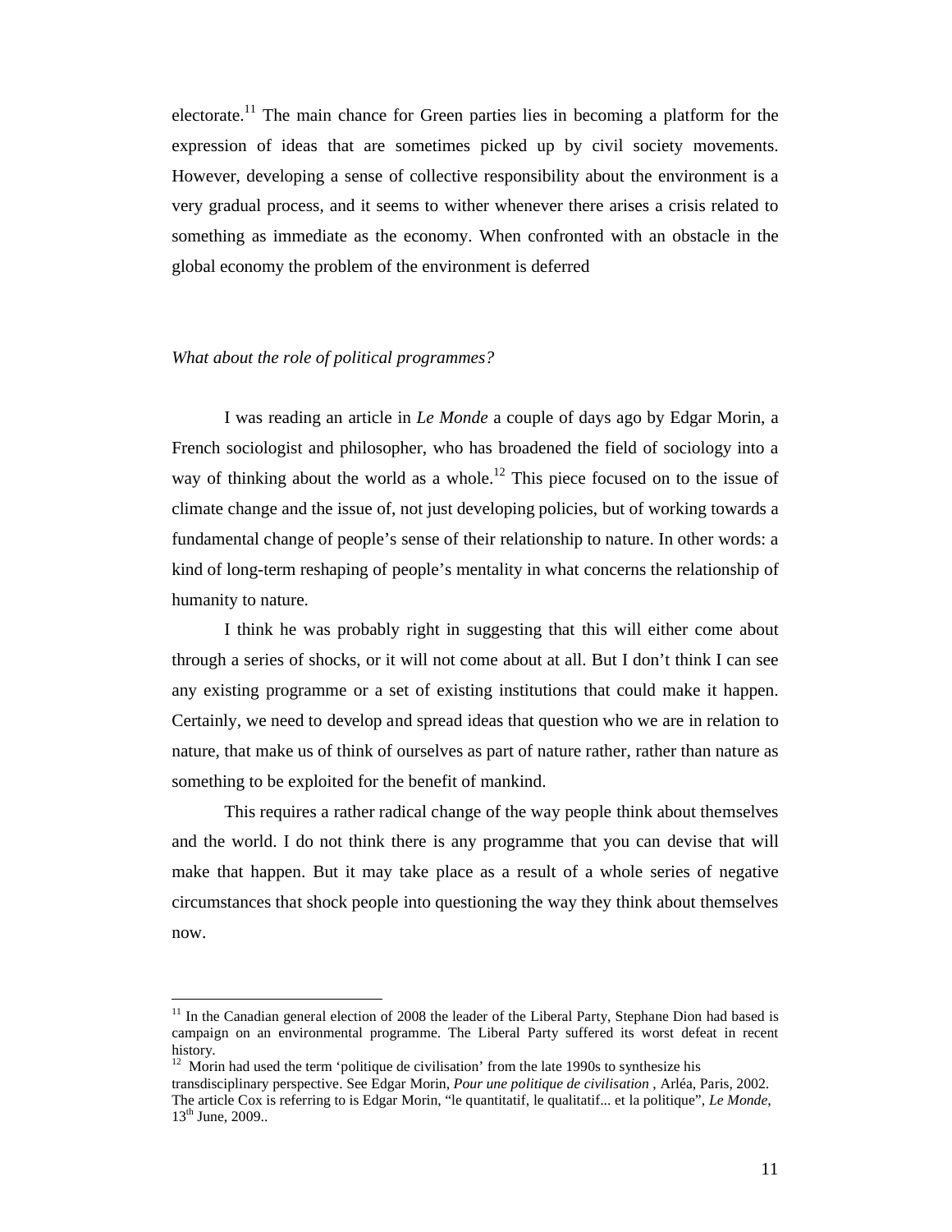electorate.[11] The main chance for Green parties lies in becoming a platform for the expression of ideas that are sometimes picked up by civil society movements. However, developing a sense of collective responsibility about the environment is a very gradual process, and it seems to wither whenever there arises a crisis related to something as immediate as the economy. When confronted with an obstacle in the global economy the problem of the environment is deferred

*What about the role of political programmes?*

I was reading an article in *Le Monde* a couple of days ago by Edgar Morin, a French sociologist and philosopher, who has broadened the field of sociology into a way of thinking about the world as a whole.[12] This piece focused on to the issue of climate change and the issue of, not just developing policies, but of working towards a fundamental change of people's sense of their relationship to nature. In other words: a kind of long-term reshaping of people's mentality in what concerns the relationship of humanity to nature.

I think he was probably right in suggesting that this will either come about through a series of shocks, or it will not come about at all. But I don't think I can see any existing programme or a set of existing institutions that could make it happen. Certainly, we need to develop and spread ideas that question who we are in relation to nature, that make us of think of ourselves as part of nature rather, rather than nature as something to be exploited for the benefit of mankind.

This requires a rather radical change of the way people think about themselves and the world. I do not think there is any programme that you can devise that will make that happen. But it may take place as a result of a whole series of negative circumstances that shock people into questioning the way they think about themselves now.

---

[11] In the Canadian general election of 2008 the leader of the Liberal Party, Stephane Dion had based is campaign on an environmental programme. The Liberal Party suffered its worst defeat in recent history.

[12] Morin had used the term 'politique de civilisation' from the late 1990s to synthesize his transdisciplinary perspective. See Edgar Morin, *Pour une politique de civilisation* , Arléa, Paris, 2002. The article Cox is referring to is Edgar Morin, "le quantitatif, le qualitatif... et la politique", *Le Monde*, 13th June, 2009..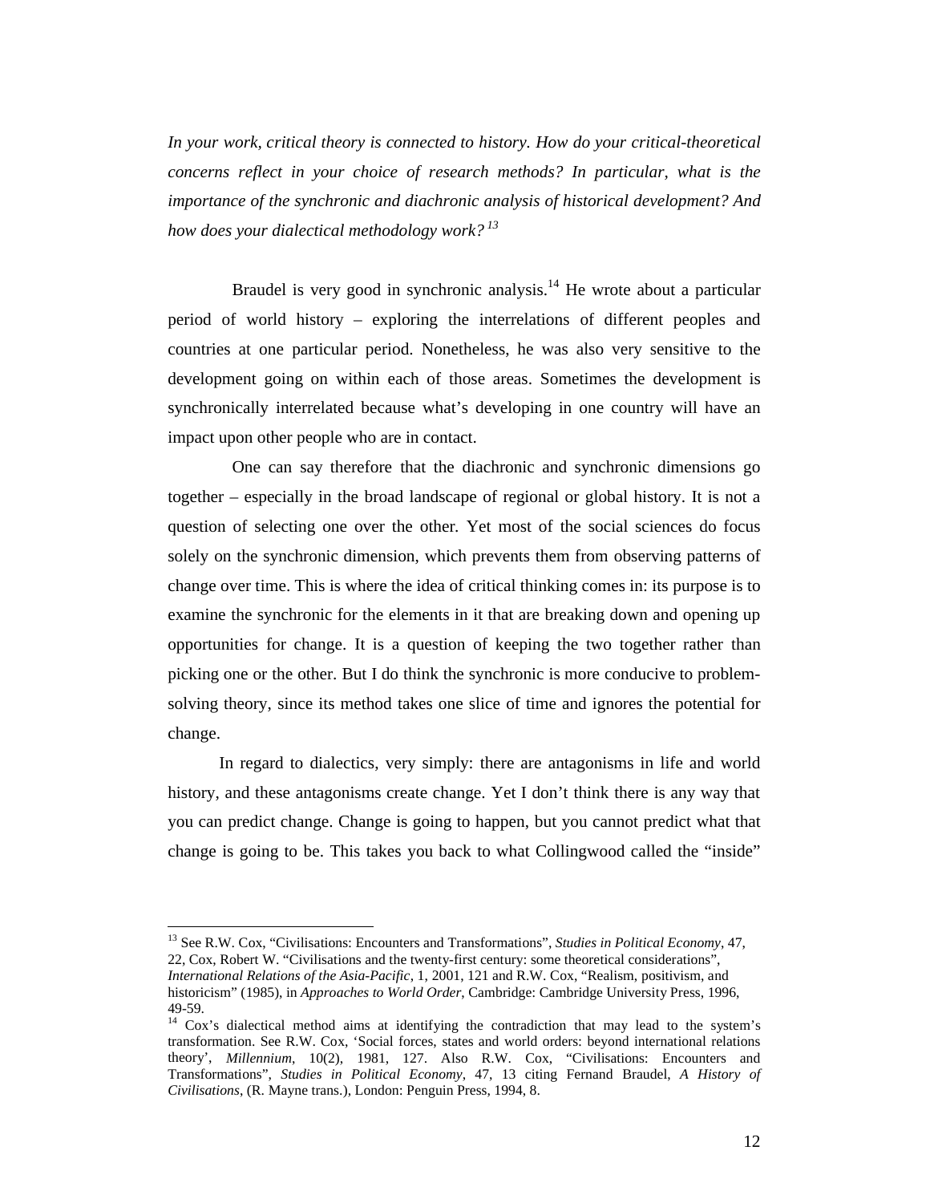*In your work, critical theory is connected to history. How do your critical-theoretical concerns reflect in your choice of research methods? In particular, what is the importance of the synchronic and diachronic analysis of historical development? And how does your dialectical methodology work?*[13]

Braudel is very good in synchronic analysis.[14] He wrote about a particular period of world history – exploring the interrelations of different peoples and countries at one particular period. Nonetheless, he was also very sensitive to the development going on within each of those areas. Sometimes the development is synchronically interrelated because what's developing in one country will have an impact upon other people who are in contact.

One can say therefore that the diachronic and synchronic dimensions go together – especially in the broad landscape of regional or global history. It is not a question of selecting one over the other. Yet most of the social sciences do focus solely on the synchronic dimension, which prevents them from observing patterns of change over time. This is where the idea of critical thinking comes in: its purpose is to examine the synchronic for the elements in it that are breaking down and opening up opportunities for change. It is a question of keeping the two together rather than picking one or the other. But I do think the synchronic is more conducive to problem-solving theory, since its method takes one slice of time and ignores the potential for change.

In regard to dialectics, very simply: there are antagonisms in life and world history, and these antagonisms create change. Yet I don't think there is any way that you can predict change. Change is going to happen, but you cannot predict what that change is going to be. This takes you back to what Collingwood called the "inside"

---

[13] See R.W. Cox, "Civilisations: Encounters and Transformations", *Studies in Political Economy*, 47, 22, Cox, Robert W. "Civilisations and the twenty-first century: some theoretical considerations", *International Relations of the Asia-Pacific*, 1, 2001, 121 and R.W. Cox, "Realism, positivism, and historicism" (1985), in *Approaches to World Order*, Cambridge: Cambridge University Press, 1996, 49-59.

[14] Cox's dialectical method aims at identifying the contradiction that may lead to the system's transformation. See R.W. Cox, 'Social forces, states and world orders: beyond international relations theory', *Millennium*, 10(2), 1981, 127. Also R.W. Cox, "Civilisations: Encounters and Transformations", *Studies in Political Economy*, 47, 13 citing Fernand Braudel, *A History of Civilisations*, (R. Mayne trans.), London: Penguin Press, 1994, 8.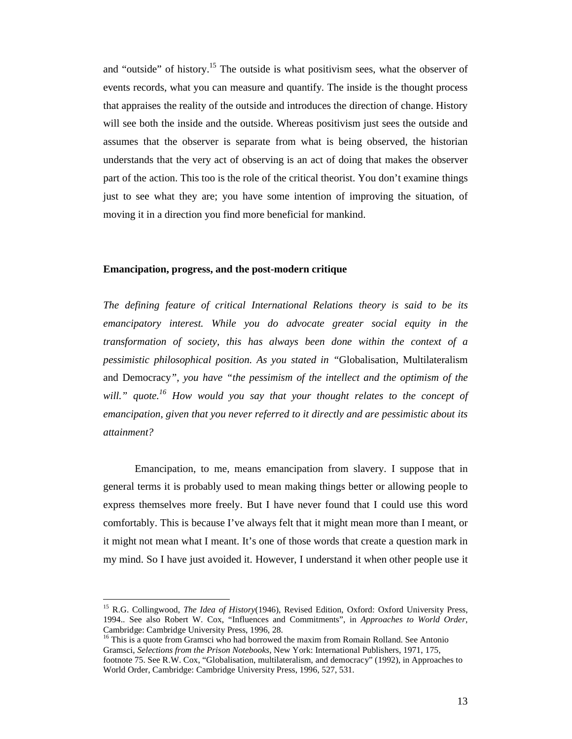and "outside" of history.[15] The outside is what positivism sees, what the observer of events records, what you can measure and quantify. The inside is the thought process that appraises the reality of the outside and introduces the direction of change. History will see both the inside and the outside. Whereas positivism just sees the outside and assumes that the observer is separate from what is being observed, the historian understands that the very act of observing is an act of doing that makes the observer part of the action. This too is the role of the critical theorist. You don't examine things just to see what they are; you have some intention of improving the situation, of moving it in a direction you find more beneficial for mankind.

**Emancipation, progress, and the post-modern critique**

*The defining feature of critical International Relations theory is said to be its emancipatory interest. While you do advocate greater social equity in the transformation of society, this has always been done within the context of a pessimistic philosophical position. As you stated in "*Globalisation, Multilateralism and Democracy*", you have "the pessimism of the intellect and the optimism of the will." quote.*[16] *How would you say that your thought relates to the concept of emancipation, given that you never referred to it directly and are pessimistic about its attainment?*

Emancipation, to me, means emancipation from slavery. I suppose that in general terms it is probably used to mean making things better or allowing people to express themselves more freely. But I have never found that I could use this word comfortably. This is because I've always felt that it might mean more than I meant, or it might not mean what I meant. It's one of those words that create a question mark in my mind. So I have just avoided it. However, I understand it when other people use it

---

[15] R.G. Collingwood, *The Idea of History*(1946), Revised Edition, Oxford: Oxford University Press, 1994.. See also Robert W. Cox, "Influences and Commitments", in *Approaches to World Order*, Cambridge: Cambridge University Press, 1996, 28.

[16] This is a quote from Gramsci who had borrowed the maxim from Romain Rolland. See Antonio Gramsci, *Selections from the Prison Notebooks*, New York: International Publishers, 1971, 175, footnote 75. See R.W. Cox, "Globalisation, multilateralism, and democracy" (1992), in Approaches to World Order, Cambridge: Cambridge University Press, 1996, 527, 531.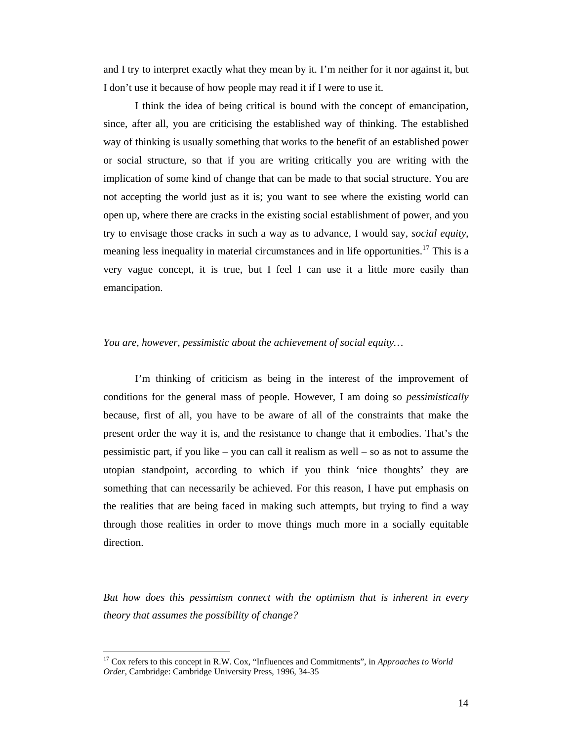and I try to interpret exactly what they mean by it. I'm neither for it nor against it, but I don't use it because of how people may read it if I were to use it.

I think the idea of being critical is bound with the concept of emancipation, since, after all, you are criticising the established way of thinking. The established way of thinking is usually something that works to the benefit of an established power or social structure, so that if you are writing critically you are writing with the implication of some kind of change that can be made to that social structure. You are not accepting the world just as it is; you want to see where the existing world can open up, where there are cracks in the existing social establishment of power, and you try to envisage those cracks in such a way as to advance, I would say, *social equity*, meaning less inequality in material circumstances and in life opportunities.[17] This is a very vague concept, it is true, but I feel I can use it a little more easily than emancipation.

*You are, however, pessimistic about the achievement of social equity…*

I'm thinking of criticism as being in the interest of the improvement of conditions for the general mass of people. However, I am doing so *pessimistically* because, first of all, you have to be aware of all of the constraints that make the present order the way it is, and the resistance to change that it embodies. That's the pessimistic part, if you like – you can call it realism as well – so as not to assume the utopian standpoint, according to which if you think 'nice thoughts' they are something that can necessarily be achieved. For this reason, I have put emphasis on the realities that are being faced in making such attempts, but trying to find a way through those realities in order to move things much more in a socially equitable direction.

*But how does this pessimism connect with the optimism that is inherent in every theory that assumes the possibility of change?*

---

[17] Cox refers to this concept in R.W. Cox, "Influences and Commitments", in *Approaches to World Order*, Cambridge: Cambridge University Press, 1996, 34-35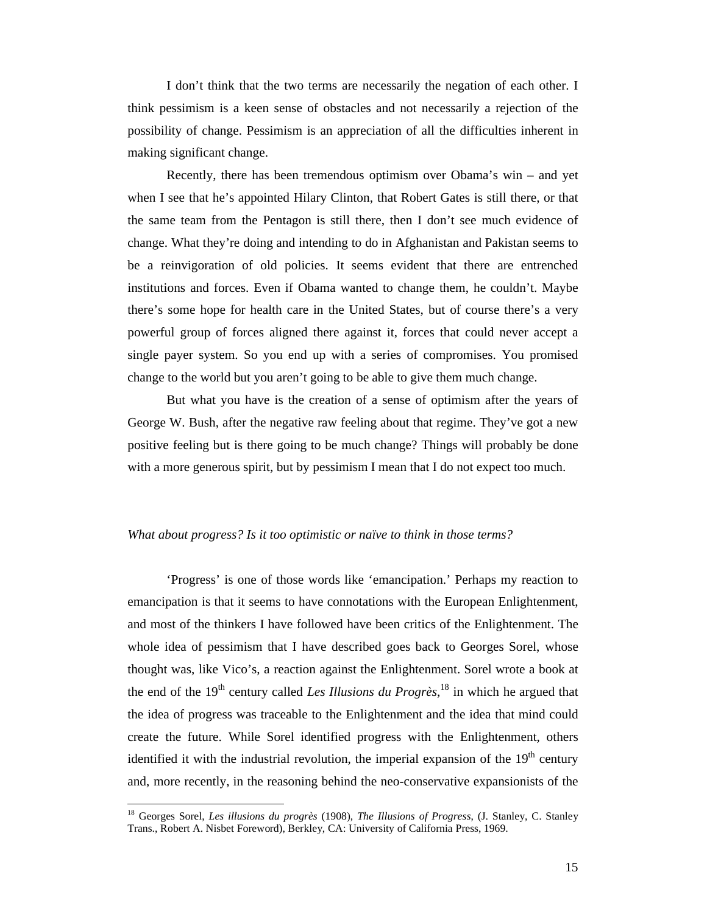I don't think that the two terms are necessarily the negation of each other. I think pessimism is a keen sense of obstacles and not necessarily a rejection of the possibility of change. Pessimism is an appreciation of all the difficulties inherent in making significant change.

Recently, there has been tremendous optimism over Obama's win – and yet when I see that he's appointed Hilary Clinton, that Robert Gates is still there, or that the same team from the Pentagon is still there, then I don't see much evidence of change. What they're doing and intending to do in Afghanistan and Pakistan seems to be a reinvigoration of old policies. It seems evident that there are entrenched institutions and forces. Even if Obama wanted to change them, he couldn't. Maybe there's some hope for health care in the United States, but of course there's a very powerful group of forces aligned there against it, forces that could never accept a single payer system. So you end up with a series of compromises. You promised change to the world but you aren't going to be able to give them much change.

But what you have is the creation of a sense of optimism after the years of George W. Bush, after the negative raw feeling about that regime. They've got a new positive feeling but is there going to be much change? Things will probably be done with a more generous spirit, but by pessimism I mean that I do not expect too much.

*What about progress? Is it too optimistic or naïve to think in those terms?*

'Progress' is one of those words like 'emancipation.' Perhaps my reaction to emancipation is that it seems to have connotations with the European Enlightenment, and most of the thinkers I have followed have been critics of the Enlightenment. The whole idea of pessimism that I have described goes back to Georges Sorel, whose thought was, like Vico's, a reaction against the Enlightenment. Sorel wrote a book at the end of the 19th century called *Les Illusions du Progrès*,[18] in which he argued that the idea of progress was traceable to the Enlightenment and the idea that mind could create the future. While Sorel identified progress with the Enlightenment, others identified it with the industrial revolution, the imperial expansion of the 19th century and, more recently, in the reasoning behind the neo-conservative expansionists of the

[18] Georges Sorel, *Les illusions du progrès* (1908), *The Illusions of Progress*, (J. Stanley, C. Stanley Trans., Robert A. Nisbet Foreword), Berkley, CA: University of California Press, 1969.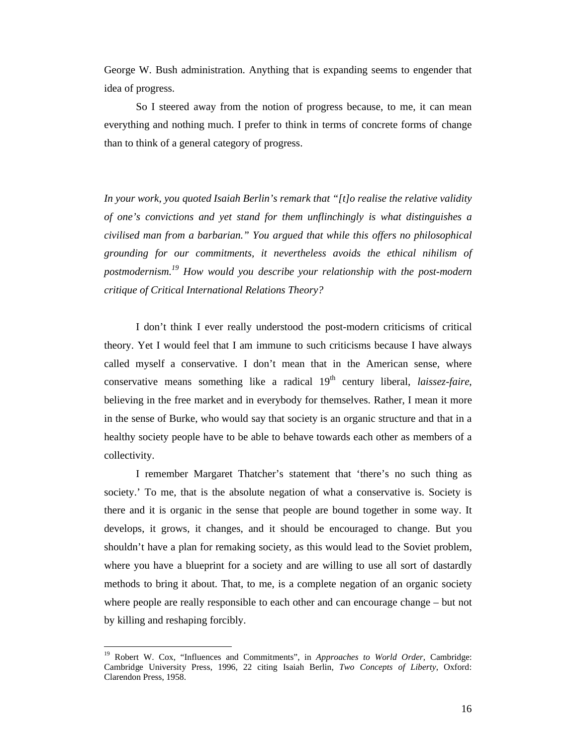George W. Bush administration. Anything that is expanding seems to engender that idea of progress.

So I steered away from the notion of progress because, to me, it can mean everything and nothing much. I prefer to think in terms of concrete forms of change than to think of a general category of progress.

*In your work, you quoted Isaiah Berlin's remark that "[t]o realise the relative validity of one's convictions and yet stand for them unflinchingly is what distinguishes a civilised man from a barbarian." You argued that while this offers no philosophical grounding for our commitments, it nevertheless avoids the ethical nihilism of postmodernism.*[19] *How would you describe your relationship with the post-modern critique of Critical International Relations Theory?*

I don't think I ever really understood the post-modern criticisms of critical theory. Yet I would feel that I am immune to such criticisms because I have always called myself a conservative. I don't mean that in the American sense, where conservative means something like a radical 19th century liberal, *laissez-faire*, believing in the free market and in everybody for themselves. Rather, I mean it more in the sense of Burke, who would say that society is an organic structure and that in a healthy society people have to be able to behave towards each other as members of a collectivity.

I remember Margaret Thatcher's statement that 'there's no such thing as society.' To me, that is the absolute negation of what a conservative is. Society is there and it is organic in the sense that people are bound together in some way. It develops, it grows, it changes, and it should be encouraged to change. But you shouldn't have a plan for remaking society, as this would lead to the Soviet problem, where you have a blueprint for a society and are willing to use all sort of dastardly methods to bring it about. That, to me, is a complete negation of an organic society where people are really responsible to each other and can encourage change – but not by killing and reshaping forcibly.

---

[19] Robert W. Cox, "Influences and Commitments", in *Approaches to World Order*, Cambridge: Cambridge University Press, 1996, 22 citing Isaiah Berlin, *Two Concepts of Liberty*, Oxford: Clarendon Press, 1958.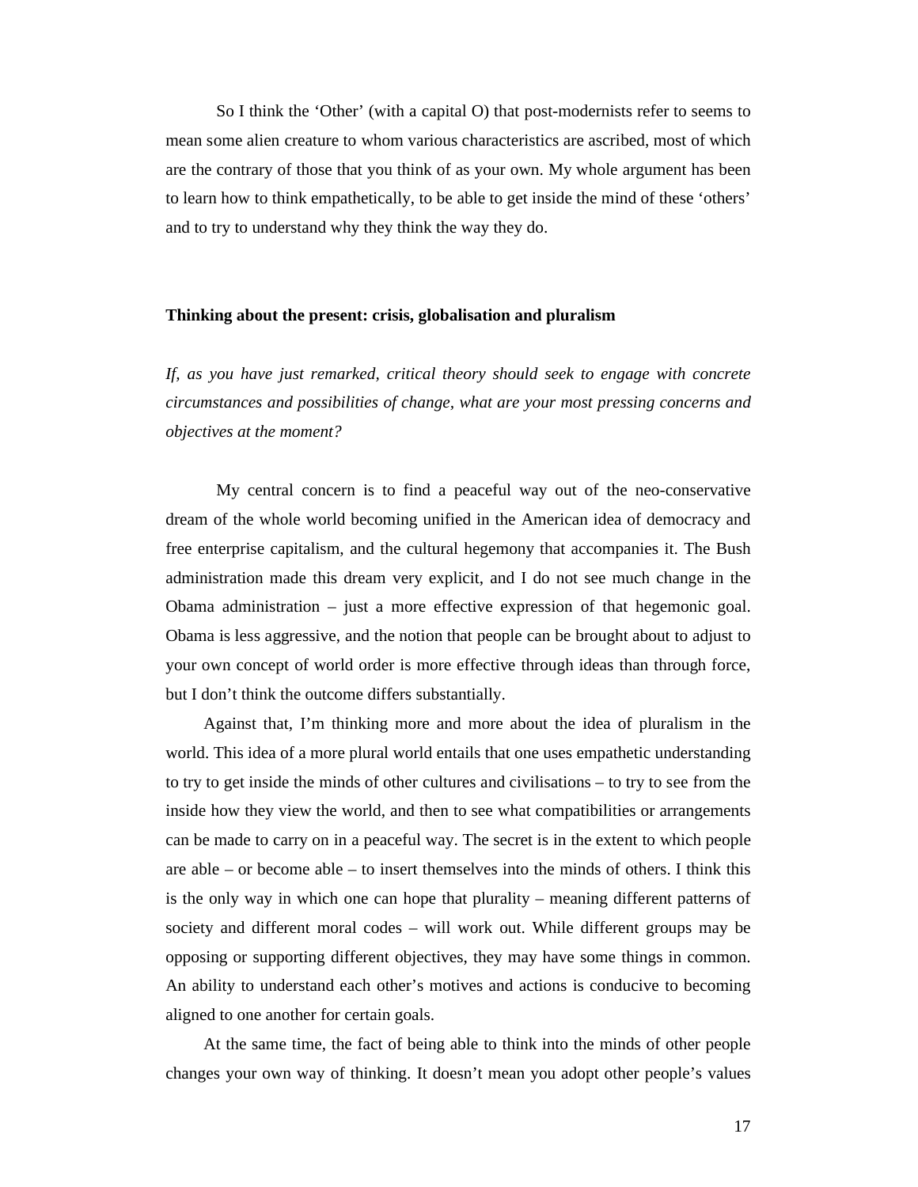So I think the 'Other' (with a capital O) that post-modernists refer to seems to mean some alien creature to whom various characteristics are ascribed, most of which are the contrary of those that you think of as your own. My whole argument has been to learn how to think empathetically, to be able to get inside the mind of these 'others' and to try to understand why they think the way they do.

**Thinking about the present: crisis, globalisation and pluralism**

*If, as you have just remarked, critical theory should seek to engage with concrete circumstances and possibilities of change, what are your most pressing concerns and objectives at the moment?*

My central concern is to find a peaceful way out of the neo-conservative dream of the whole world becoming unified in the American idea of democracy and free enterprise capitalism, and the cultural hegemony that accompanies it. The Bush administration made this dream very explicit, and I do not see much change in the Obama administration – just a more effective expression of that hegemonic goal. Obama is less aggressive, and the notion that people can be brought about to adjust to your own concept of world order is more effective through ideas than through force, but I don't think the outcome differs substantially.

Against that, I'm thinking more and more about the idea of pluralism in the world. This idea of a more plural world entails that one uses empathetic understanding to try to get inside the minds of other cultures and civilisations – to try to see from the inside how they view the world, and then to see what compatibilities or arrangements can be made to carry on in a peaceful way. The secret is in the extent to which people are able – or become able – to insert themselves into the minds of others. I think this is the only way in which one can hope that plurality – meaning different patterns of society and different moral codes – will work out. While different groups may be opposing or supporting different objectives, they may have some things in common. An ability to understand each other's motives and actions is conducive to becoming aligned to one another for certain goals.

At the same time, the fact of being able to think into the minds of other people changes your own way of thinking. It doesn't mean you adopt other people's values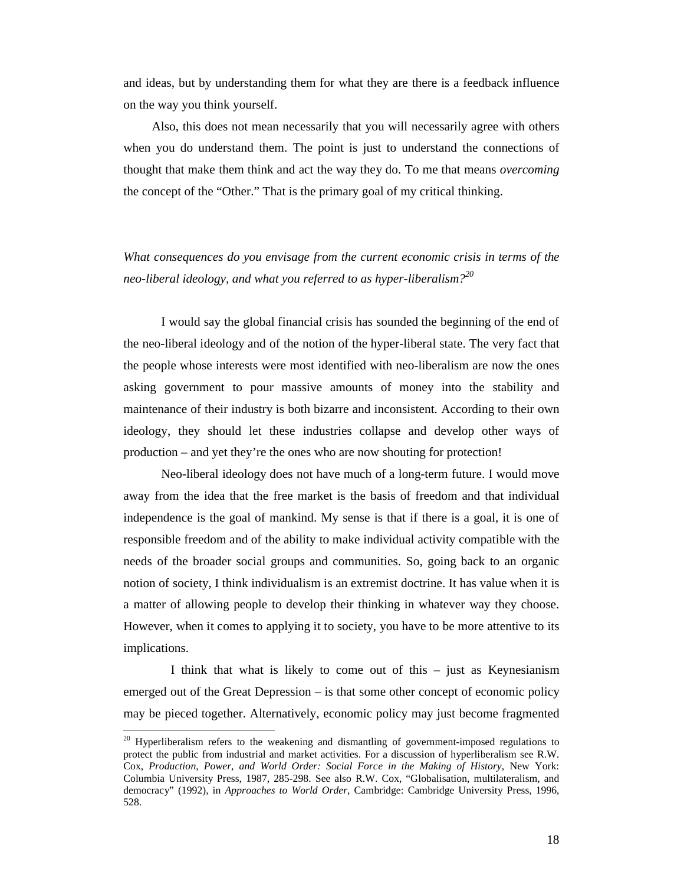and ideas, but by understanding them for what they are there is a feedback influence on the way you think yourself.

Also, this does not mean necessarily that you will necessarily agree with others when you do understand them. The point is just to understand the connections of thought that make them think and act the way they do. To me that means *overcoming* the concept of the "Other." That is the primary goal of my critical thinking.

*What consequences do you envisage from the current economic crisis in terms of the neo-liberal ideology, and what you referred to as hyper-liberalism?*[20]

I would say the global financial crisis has sounded the beginning of the end of the neo-liberal ideology and of the notion of the hyper-liberal state. The very fact that the people whose interests were most identified with neo-liberalism are now the ones asking government to pour massive amounts of money into the stability and maintenance of their industry is both bizarre and inconsistent. According to their own ideology, they should let these industries collapse and develop other ways of production – and yet they're the ones who are now shouting for protection!

Neo-liberal ideology does not have much of a long-term future. I would move away from the idea that the free market is the basis of freedom and that individual independence is the goal of mankind. My sense is that if there is a goal, it is one of responsible freedom and of the ability to make individual activity compatible with the needs of the broader social groups and communities. So, going back to an organic notion of society, I think individualism is an extremist doctrine. It has value when it is a matter of allowing people to develop their thinking in whatever way they choose. However, when it comes to applying it to society, you have to be more attentive to its implications.

I think that what is likely to come out of this – just as Keynesianism emerged out of the Great Depression – is that some other concept of economic policy may be pieced together. Alternatively, economic policy may just become fragmented

[20] Hyperliberalism refers to the weakening and dismantling of government-imposed regulations to protect the public from industrial and market activities. For a discussion of hyperliberalism see R.W. Cox, *Production, Power, and World Order: Social Force in the Making of History*, New York: Columbia University Press, 1987, 285-298. See also R.W. Cox, "Globalisation, multilateralism, and democracy" (1992), in *Approaches to World Order*, Cambridge: Cambridge University Press, 1996, 528.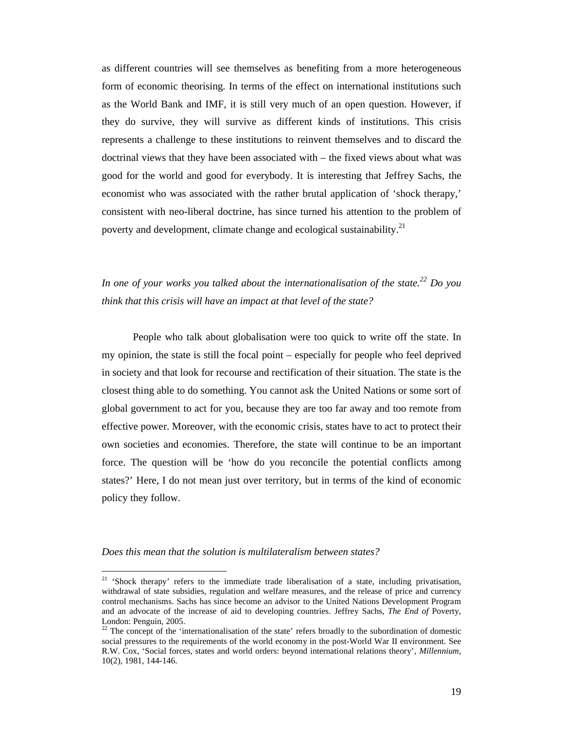as different countries will see themselves as benefiting from a more heterogeneous form of economic theorising. In terms of the effect on international institutions such as the World Bank and IMF, it is still very much of an open question. However, if they do survive, they will survive as different kinds of institutions. This crisis represents a challenge to these institutions to reinvent themselves and to discard the doctrinal views that they have been associated with – the fixed views about what was good for the world and good for everybody. It is interesting that Jeffrey Sachs, the economist who was associated with the rather brutal application of 'shock therapy,' consistent with neo-liberal doctrine, has since turned his attention to the problem of poverty and development, climate change and ecological sustainability.[21]

*In one of your works you talked about the internationalisation of the state.[22] Do you think that this crisis will have an impact at that level of the state?*

People who talk about globalisation were too quick to write off the state. In my opinion, the state is still the focal point – especially for people who feel deprived in society and that look for recourse and rectification of their situation. The state is the closest thing able to do something. You cannot ask the United Nations or some sort of global government to act for you, because they are too far away and too remote from effective power. Moreover, with the economic crisis, states have to act to protect their own societies and economies. Therefore, the state will continue to be an important force. The question will be 'how do you reconcile the potential conflicts among states?' Here, I do not mean just over territory, but in terms of the kind of economic policy they follow.

*Does this mean that the solution is multilateralism between states?*

---

[21] 'Shock therapy' refers to the immediate trade liberalisation of a state, including privatisation, withdrawal of state subsidies, regulation and welfare measures, and the release of price and currency control mechanisms. Sachs has since become an advisor to the United Nations Development Program and an advocate of the increase of aid to developing countries. Jeffrey Sachs, *The End of* Poverty, London: Penguin, 2005.

[22] The concept of the 'internationalisation of the state' refers broadly to the subordination of domestic social pressures to the requirements of the world economy in the post-World War II environment. See R.W. Cox, 'Social forces, states and world orders: beyond international relations theory', *Millennium*, 10(2), 1981, 144-146.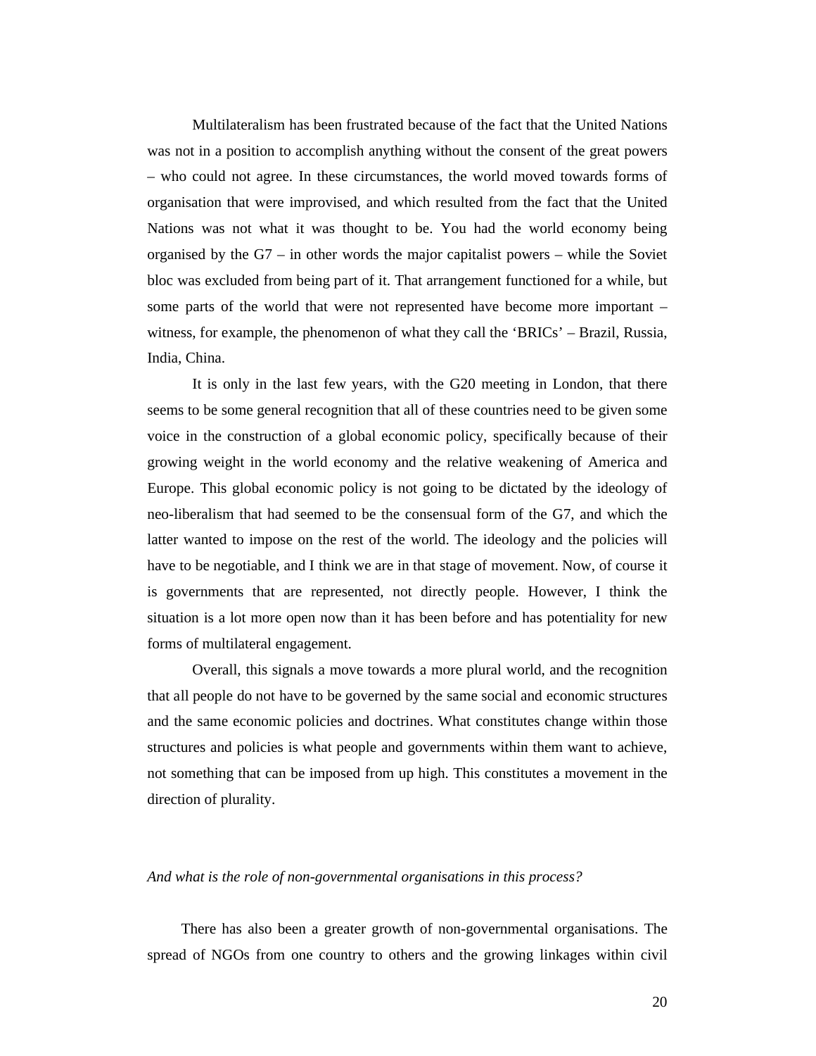Multilateralism has been frustrated because of the fact that the United Nations was not in a position to accomplish anything without the consent of the great powers – who could not agree. In these circumstances, the world moved towards forms of organisation that were improvised, and which resulted from the fact that the United Nations was not what it was thought to be. You had the world economy being organised by the G7 – in other words the major capitalist powers – while the Soviet bloc was excluded from being part of it. That arrangement functioned for a while, but some parts of the world that were not represented have become more important – witness, for example, the phenomenon of what they call the 'BRICs' – Brazil, Russia, India, China.

It is only in the last few years, with the G20 meeting in London, that there seems to be some general recognition that all of these countries need to be given some voice in the construction of a global economic policy, specifically because of their growing weight in the world economy and the relative weakening of America and Europe. This global economic policy is not going to be dictated by the ideology of neo-liberalism that had seemed to be the consensual form of the G7, and which the latter wanted to impose on the rest of the world. The ideology and the policies will have to be negotiable, and I think we are in that stage of movement. Now, of course it is governments that are represented, not directly people. However, I think the situation is a lot more open now than it has been before and has potentiality for new forms of multilateral engagement.

Overall, this signals a move towards a more plural world, and the recognition that all people do not have to be governed by the same social and economic structures and the same economic policies and doctrines. What constitutes change within those structures and policies is what people and governments within them want to achieve, not something that can be imposed from up high. This constitutes a movement in the direction of plurality.

*And what is the role of non-governmental organisations in this process?*

There has also been a greater growth of non-governmental organisations. The spread of NGOs from one country to others and the growing linkages within civil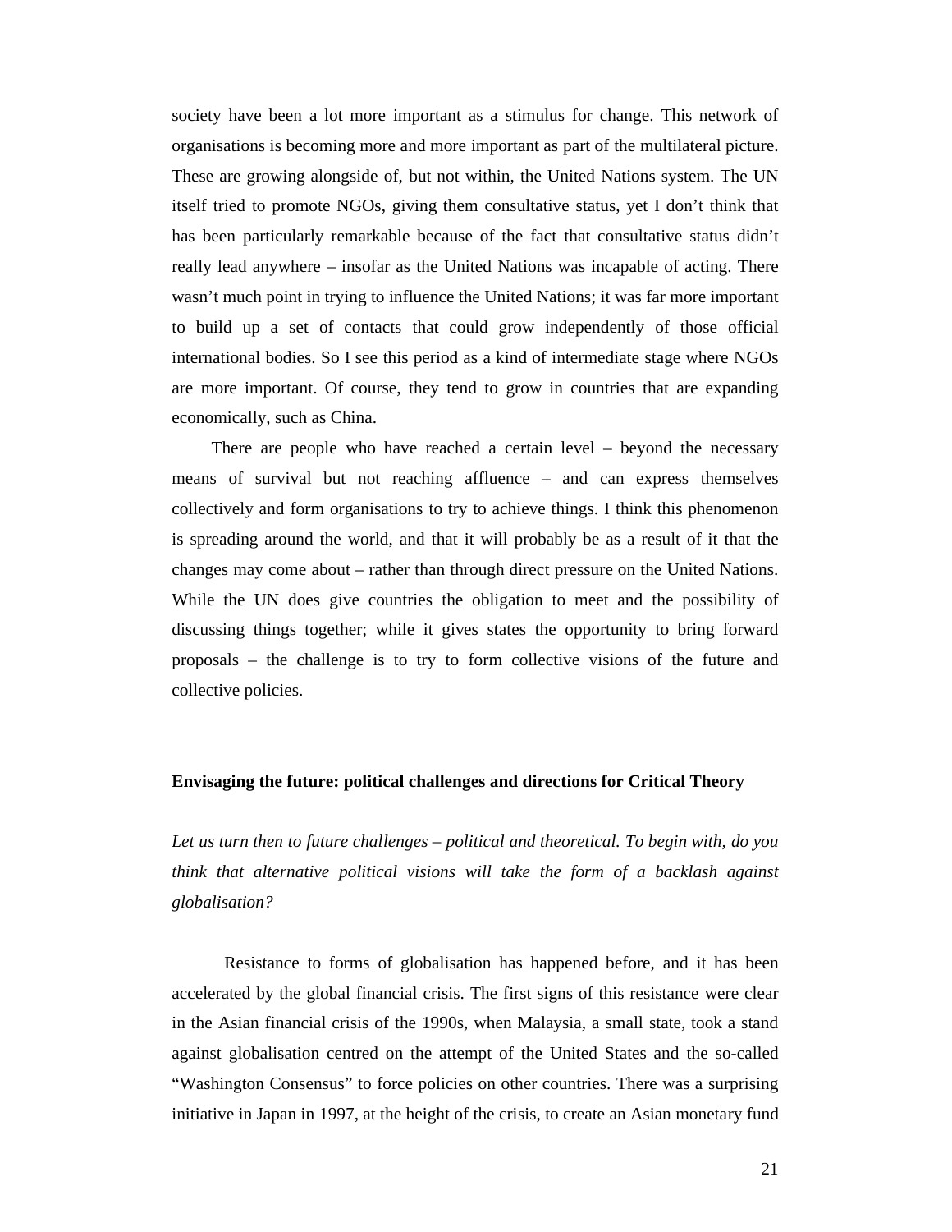society have been a lot more important as a stimulus for change. This network of organisations is becoming more and more important as part of the multilateral picture. These are growing alongside of, but not within, the United Nations system. The UN itself tried to promote NGOs, giving them consultative status, yet I don't think that has been particularly remarkable because of the fact that consultative status didn't really lead anywhere – insofar as the United Nations was incapable of acting. There wasn't much point in trying to influence the United Nations; it was far more important to build up a set of contacts that could grow independently of those official international bodies. So I see this period as a kind of intermediate stage where NGOs are more important. Of course, they tend to grow in countries that are expanding economically, such as China.

There are people who have reached a certain level – beyond the necessary means of survival but not reaching affluence – and can express themselves collectively and form organisations to try to achieve things. I think this phenomenon is spreading around the world, and that it will probably be as a result of it that the changes may come about – rather than through direct pressure on the United Nations. While the UN does give countries the obligation to meet and the possibility of discussing things together; while it gives states the opportunity to bring forward proposals – the challenge is to try to form collective visions of the future and collective policies.

## Envisaging the future: political challenges and directions for Critical Theory

*Let us turn then to future challenges – political and theoretical. To begin with, do you think that alternative political visions will take the form of a backlash against globalisation?*

Resistance to forms of globalisation has happened before, and it has been accelerated by the global financial crisis. The first signs of this resistance were clear in the Asian financial crisis of the 1990s, when Malaysia, a small state, took a stand against globalisation centred on the attempt of the United States and the so-called "Washington Consensus" to force policies on other countries. There was a surprising initiative in Japan in 1997, at the height of the crisis, to create an Asian monetary fund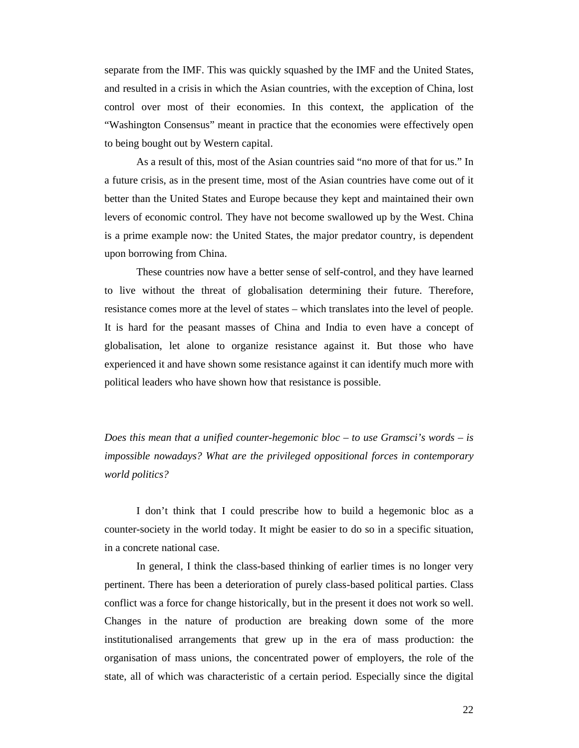separate from the IMF. This was quickly squashed by the IMF and the United States, and resulted in a crisis in which the Asian countries, with the exception of China, lost control over most of their economies. In this context, the application of the "Washington Consensus" meant in practice that the economies were effectively open to being bought out by Western capital.

As a result of this, most of the Asian countries said "no more of that for us." In a future crisis, as in the present time, most of the Asian countries have come out of it better than the United States and Europe because they kept and maintained their own levers of economic control. They have not become swallowed up by the West. China is a prime example now: the United States, the major predator country, is dependent upon borrowing from China.

These countries now have a better sense of self-control, and they have learned to live without the threat of globalisation determining their future. Therefore, resistance comes more at the level of states – which translates into the level of people. It is hard for the peasant masses of China and India to even have a concept of globalisation, let alone to organize resistance against it. But those who have experienced it and have shown some resistance against it can identify much more with political leaders who have shown how that resistance is possible.

*Does this mean that a unified counter-hegemonic bloc – to use Gramsci's words – is impossible nowadays? What are the privileged oppositional forces in contemporary world politics?*

I don't think that I could prescribe how to build a hegemonic bloc as a counter-society in the world today. It might be easier to do so in a specific situation, in a concrete national case.

In general, I think the class-based thinking of earlier times is no longer very pertinent. There has been a deterioration of purely class-based political parties. Class conflict was a force for change historically, but in the present it does not work so well. Changes in the nature of production are breaking down some of the more institutionalised arrangements that grew up in the era of mass production: the organisation of mass unions, the concentrated power of employers, the role of the state, all of which was characteristic of a certain period. Especially since the digital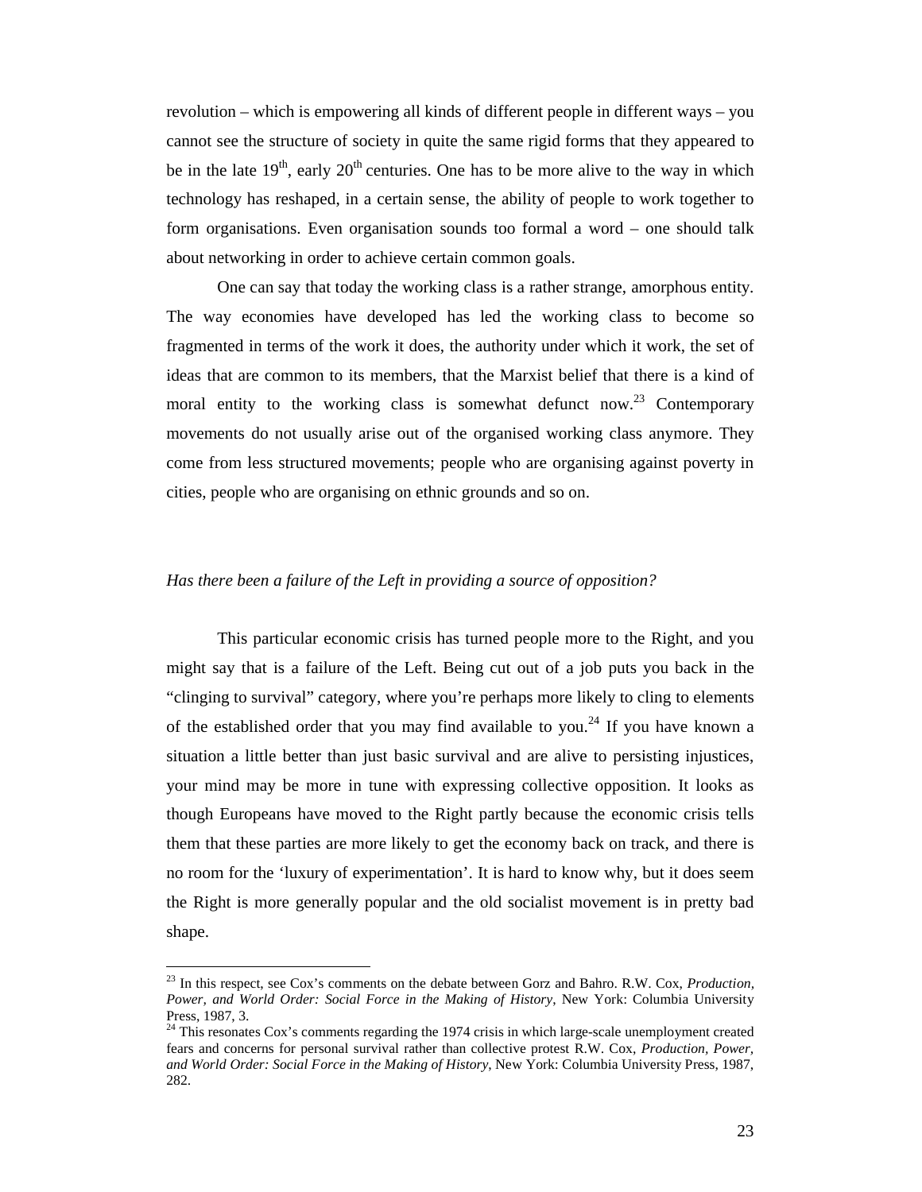revolution – which is empowering all kinds of different people in different ways – you cannot see the structure of society in quite the same rigid forms that they appeared to be in the late 19th, early 20th centuries. One has to be more alive to the way in which technology has reshaped, in a certain sense, the ability of people to work together to form organisations. Even organisation sounds too formal a word – one should talk about networking in order to achieve certain common goals.

One can say that today the working class is a rather strange, amorphous entity. The way economies have developed has led the working class to become so fragmented in terms of the work it does, the authority under which it work, the set of ideas that are common to its members, that the Marxist belief that there is a kind of moral entity to the working class is somewhat defunct now.[23] Contemporary movements do not usually arise out of the organised working class anymore. They come from less structured movements; people who are organising against poverty in cities, people who are organising on ethnic grounds and so on.

*Has there been a failure of the Left in providing a source of opposition?*

This particular economic crisis has turned people more to the Right, and you might say that is a failure of the Left. Being cut out of a job puts you back in the "clinging to survival" category, where you're perhaps more likely to cling to elements of the established order that you may find available to you.[24] If you have known a situation a little better than just basic survival and are alive to persisting injustices, your mind may be more in tune with expressing collective opposition. It looks as though Europeans have moved to the Right partly because the economic crisis tells them that these parties are more likely to get the economy back on track, and there is no room for the 'luxury of experimentation'. It is hard to know why, but it does seem the Right is more generally popular and the old socialist movement is in pretty bad shape.

---

[23] In this respect, see Cox's comments on the debate between Gorz and Bahro. R.W. Cox, *Production, Power, and World Order: Social Force in the Making of History*, New York: Columbia University Press, 1987, 3.

[24] This resonates Cox's comments regarding the 1974 crisis in which large-scale unemployment created fears and concerns for personal survival rather than collective protest R.W. Cox, *Production, Power, and World Order: Social Force in the Making of History*, New York: Columbia University Press, 1987, 282.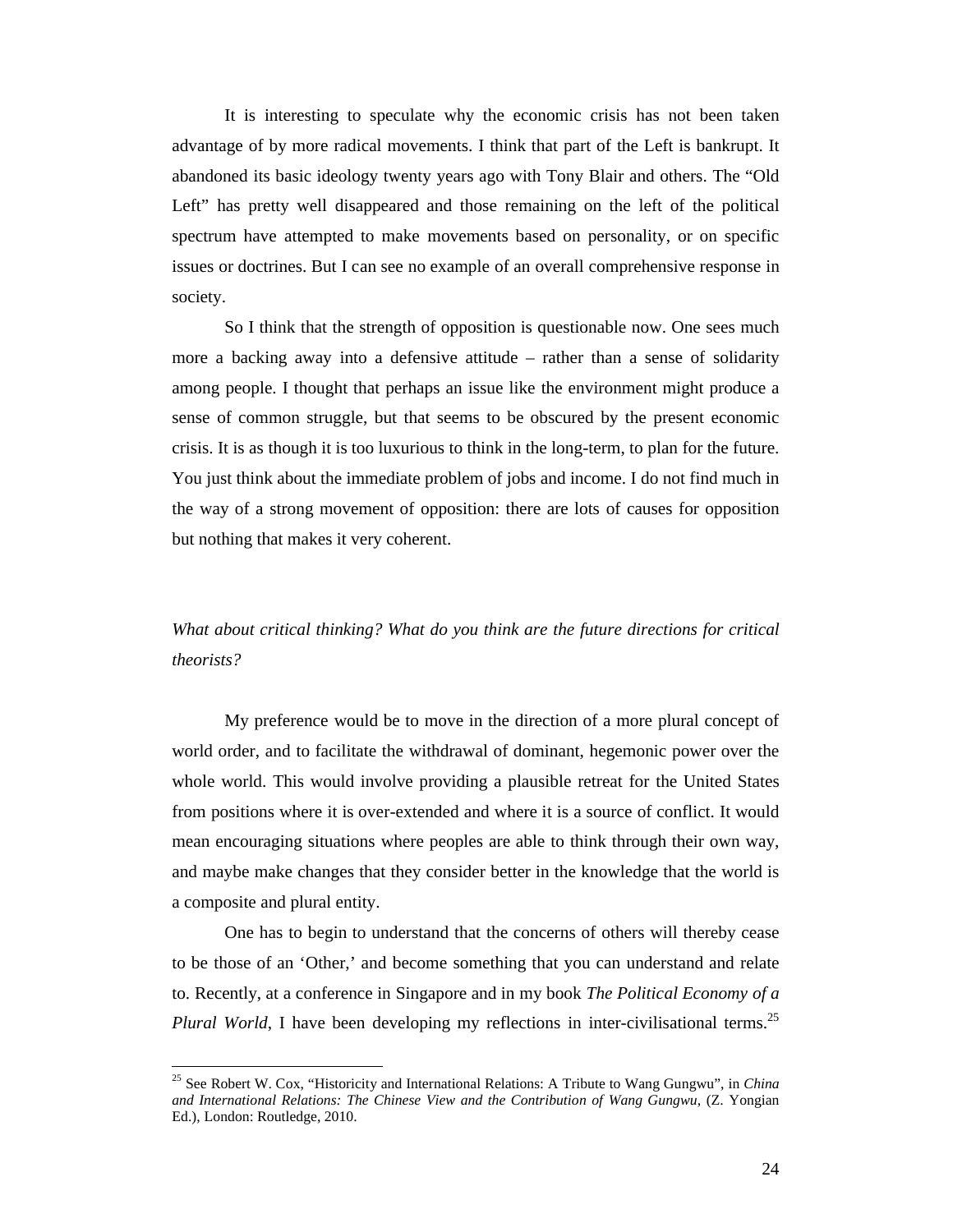It is interesting to speculate why the economic crisis has not been taken advantage of by more radical movements. I think that part of the Left is bankrupt. It abandoned its basic ideology twenty years ago with Tony Blair and others. The "Old Left" has pretty well disappeared and those remaining on the left of the political spectrum have attempted to make movements based on personality, or on specific issues or doctrines. But I can see no example of an overall comprehensive response in society.

So I think that the strength of opposition is questionable now. One sees much more a backing away into a defensive attitude – rather than a sense of solidarity among people. I thought that perhaps an issue like the environment might produce a sense of common struggle, but that seems to be obscured by the present economic crisis. It is as though it is too luxurious to think in the long-term, to plan for the future. You just think about the immediate problem of jobs and income. I do not find much in the way of a strong movement of opposition: there are lots of causes for opposition but nothing that makes it very coherent.

*What about critical thinking? What do you think are the future directions for critical theorists?*

My preference would be to move in the direction of a more plural concept of world order, and to facilitate the withdrawal of dominant, hegemonic power over the whole world. This would involve providing a plausible retreat for the United States from positions where it is over-extended and where it is a source of conflict. It would mean encouraging situations where peoples are able to think through their own way, and maybe make changes that they consider better in the knowledge that the world is a composite and plural entity.

One has to begin to understand that the concerns of others will thereby cease to be those of an 'Other,' and become something that you can understand and relate to. Recently, at a conference in Singapore and in my book *The Political Economy of a Plural World*, I have been developing my reflections in inter-civilisational terms.[25]

---

[25] See Robert W. Cox, "Historicity and International Relations: A Tribute to Wang Gungwu", in *China and International Relations: The Chinese View and the Contribution of Wang Gungwu*, (Z. Yongian Ed.), London: Routledge, 2010.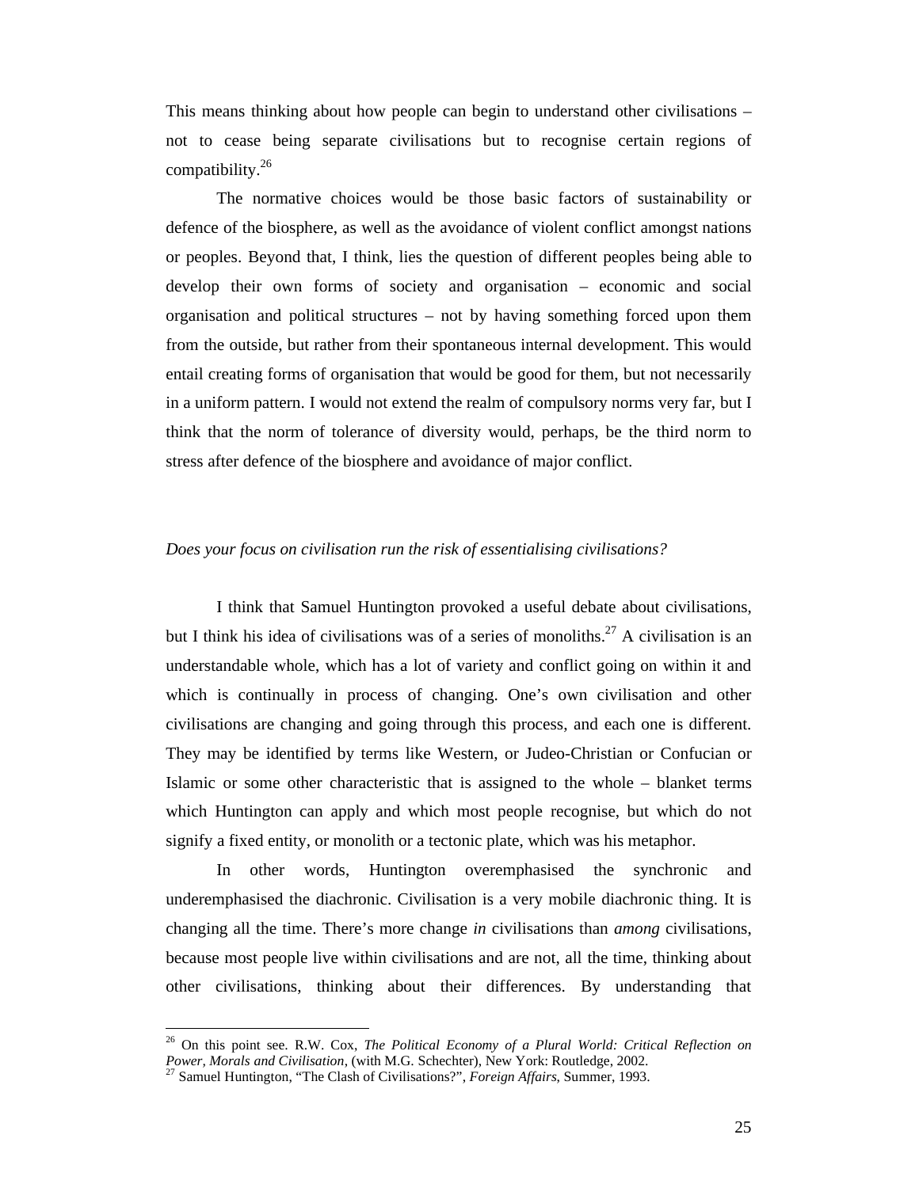This means thinking about how people can begin to understand other civilisations – not to cease being separate civilisations but to recognise certain regions of compatibility.[26]

The normative choices would be those basic factors of sustainability or defence of the biosphere, as well as the avoidance of violent conflict amongst nations or peoples. Beyond that, I think, lies the question of different peoples being able to develop their own forms of society and organisation – economic and social organisation and political structures – not by having something forced upon them from the outside, but rather from their spontaneous internal development. This would entail creating forms of organisation that would be good for them, but not necessarily in a uniform pattern. I would not extend the realm of compulsory norms very far, but I think that the norm of tolerance of diversity would, perhaps, be the third norm to stress after defence of the biosphere and avoidance of major conflict.

*Does your focus on civilisation run the risk of essentialising civilisations?*

I think that Samuel Huntington provoked a useful debate about civilisations, but I think his idea of civilisations was of a series of monoliths.[27] A civilisation is an understandable whole, which has a lot of variety and conflict going on within it and which is continually in process of changing. One's own civilisation and other civilisations are changing and going through this process, and each one is different. They may be identified by terms like Western, or Judeo-Christian or Confucian or Islamic or some other characteristic that is assigned to the whole – blanket terms which Huntington can apply and which most people recognise, but which do not signify a fixed entity, or monolith or a tectonic plate, which was his metaphor.

In other words, Huntington overemphasised the synchronic and underemphasised the diachronic. Civilisation is a very mobile diachronic thing. It is changing all the time. There's more change *in* civilisations than *among* civilisations, because most people live within civilisations and are not, all the time, thinking about other civilisations, thinking about their differences. By understanding that

---

[26] On this point see. R.W. Cox, *The Political Economy of a Plural World: Critical Reflection on Power, Morals and Civilisation*, (with M.G. Schechter), New York: Routledge, 2002.

[27] Samuel Huntington, "The Clash of Civilisations?", *Foreign Affairs*, Summer, 1993.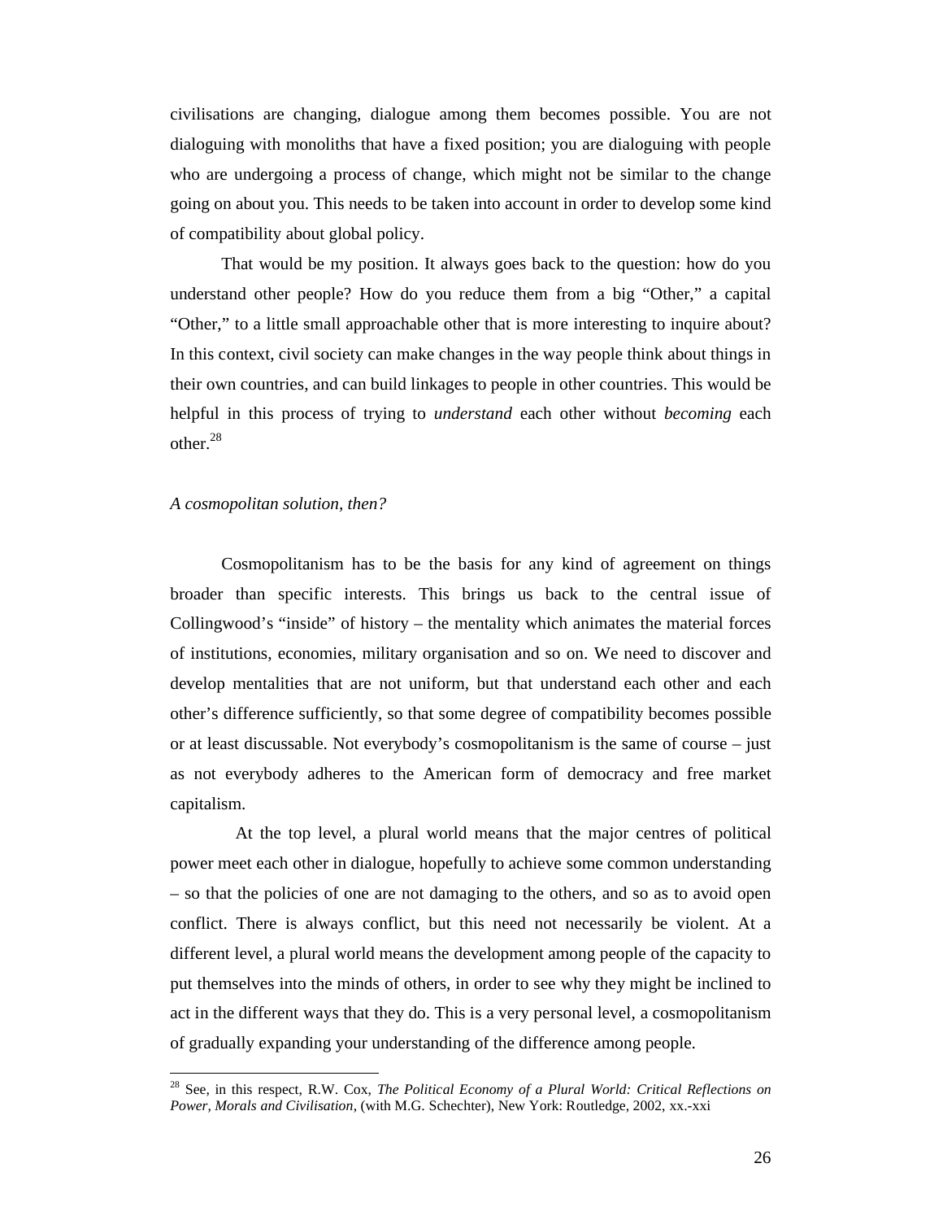civilisations are changing, dialogue among them becomes possible. You are not dialoguing with monoliths that have a fixed position; you are dialoguing with people who are undergoing a process of change, which might not be similar to the change going on about you. This needs to be taken into account in order to develop some kind of compatibility about global policy.

That would be my position. It always goes back to the question: how do you understand other people? How do you reduce them from a big "Other," a capital "Other," to a little small approachable other that is more interesting to inquire about? In this context, civil society can make changes in the way people think about things in their own countries, and can build linkages to people in other countries. This would be helpful in this process of trying to *understand* each other without *becoming* each other.[28]

*A cosmopolitan solution, then?*

Cosmopolitanism has to be the basis for any kind of agreement on things broader than specific interests. This brings us back to the central issue of Collingwood's "inside" of history – the mentality which animates the material forces of institutions, economies, military organisation and so on. We need to discover and develop mentalities that are not uniform, but that understand each other and each other's difference sufficiently, so that some degree of compatibility becomes possible or at least discussable. Not everybody's cosmopolitanism is the same of course – just as not everybody adheres to the American form of democracy and free market capitalism.

At the top level, a plural world means that the major centres of political power meet each other in dialogue, hopefully to achieve some common understanding – so that the policies of one are not damaging to the others, and so as to avoid open conflict. There is always conflict, but this need not necessarily be violent. At a different level, a plural world means the development among people of the capacity to put themselves into the minds of others, in order to see why they might be inclined to act in the different ways that they do. This is a very personal level, a cosmopolitanism of gradually expanding your understanding of the difference among people.

[28] See, in this respect, R.W. Cox, *The Political Economy of a Plural World: Critical Reflections on Power, Morals and Civilisation*, (with M.G. Schechter), New York: Routledge, 2002, xx.-xxi